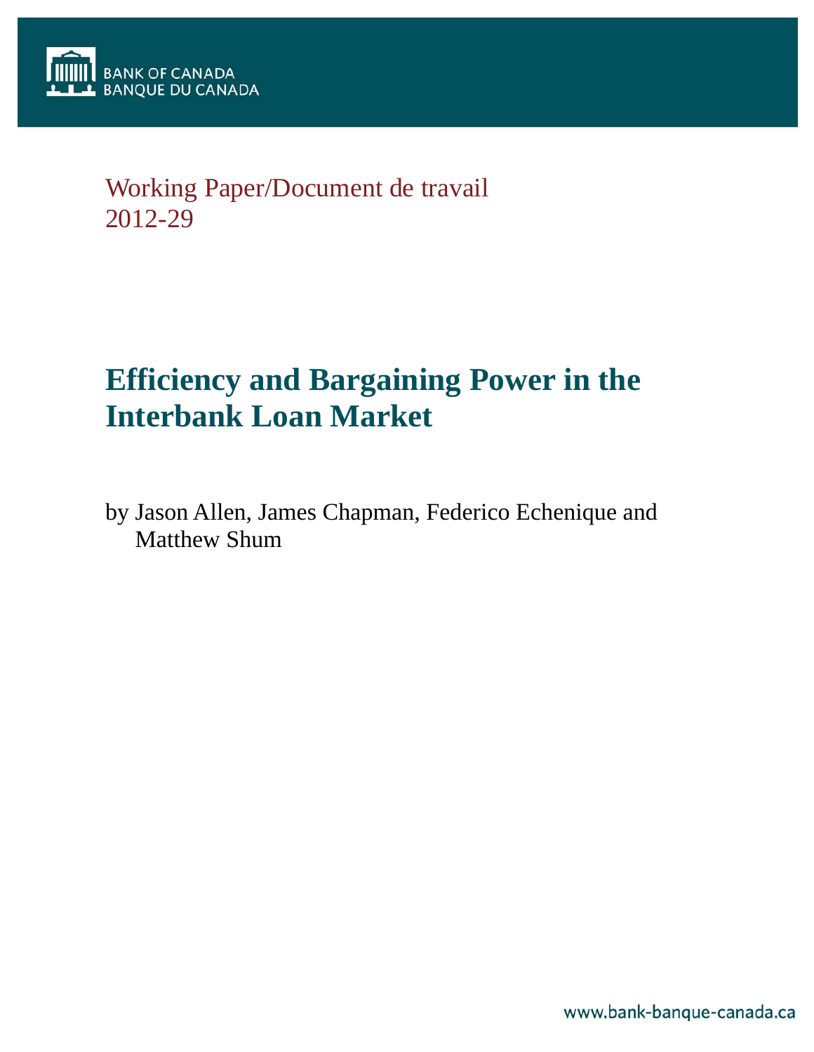BANK OF CANADA
BANQUE DU CANADA

Working Paper/Document de travail
2012-29

# Efficiency and Bargaining Power in the Interbank Loan Market

by Jason Allen, James Chapman, Federico Echenique and Matthew Shum

www.bank-banque-canada.ca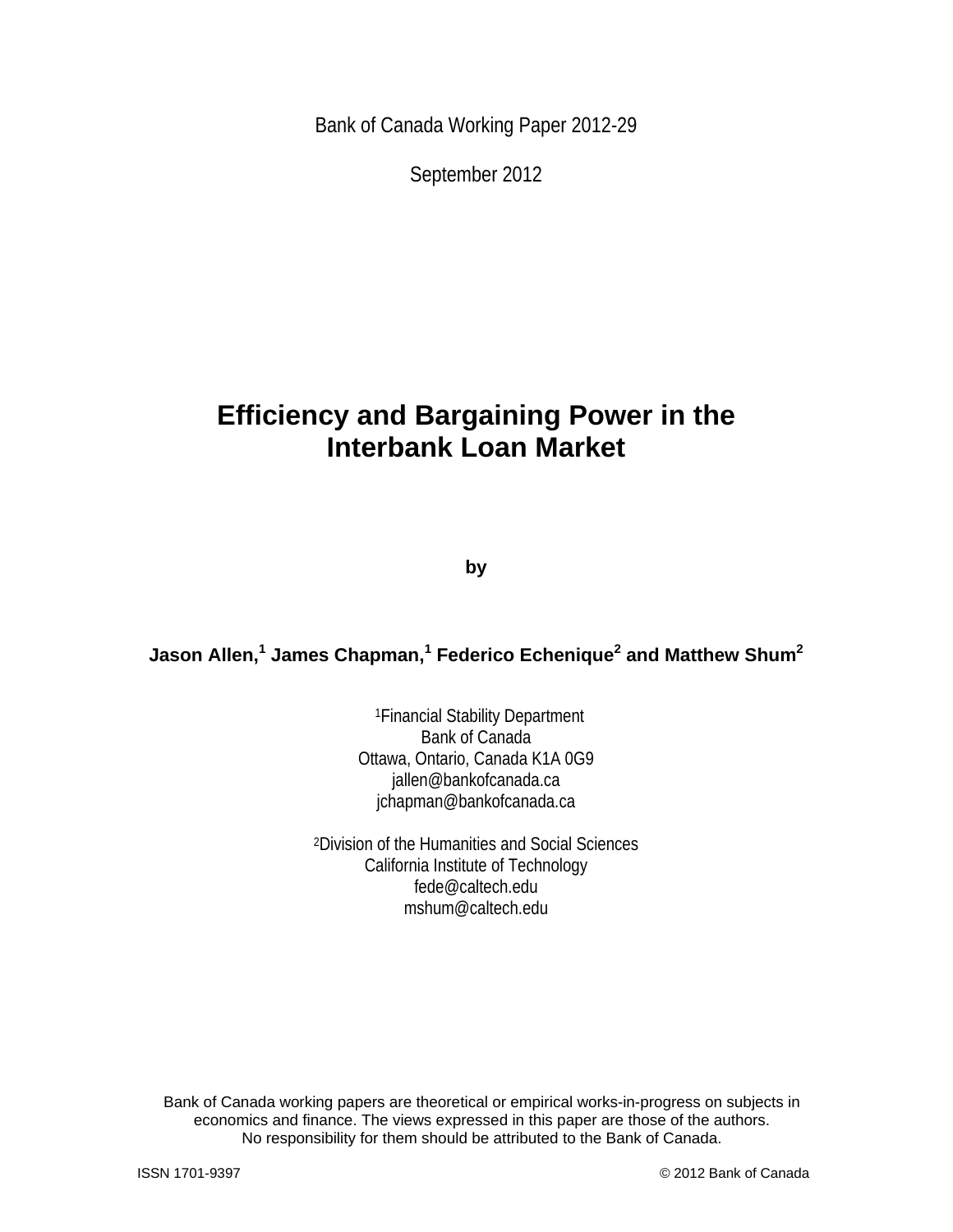Bank of Canada Working Paper 2012-29

September 2012

# Efficiency and Bargaining Power in the Interbank Loan Market

**by**

**Jason Allen,[1] James Chapman,[1] Federico Echenique[2] and Matthew Shum[2]**

[1]Financial Stability Department
Bank of Canada
Ottawa, Ontario, Canada K1A 0G9
jallen@bankofcanada.ca
jchapman@bankofcanada.ca

[2]Division of the Humanities and Social Sciences
California Institute of Technology
fede@caltech.edu
mshum@caltech.edu

Bank of Canada working papers are theoretical or empirical works-in-progress on subjects in economics and finance. The views expressed in this paper are those of the authors.
No responsibility for them should be attributed to the Bank of Canada.

ISSN 1701-9397 © 2012 Bank of Canada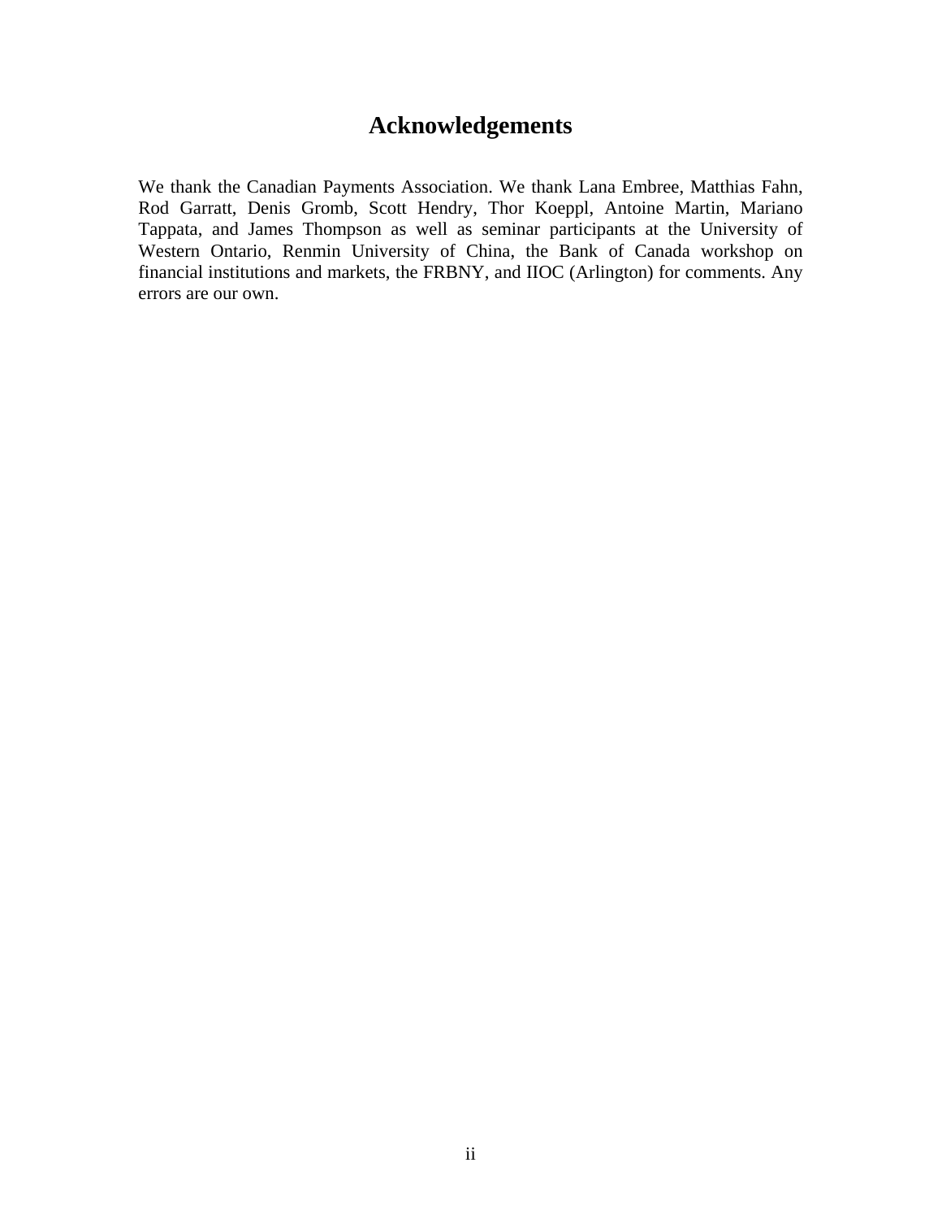# Acknowledgements

We thank the Canadian Payments Association. We thank Lana Embree, Matthias Fahn, Rod Garratt, Denis Gromb, Scott Hendry, Thor Koeppl, Antoine Martin, Mariano Tappata, and James Thompson as well as seminar participants at the University of Western Ontario, Renmin University of China, the Bank of Canada workshop on financial institutions and markets, the FRBNY, and IIOC (Arlington) for comments. Any errors are our own.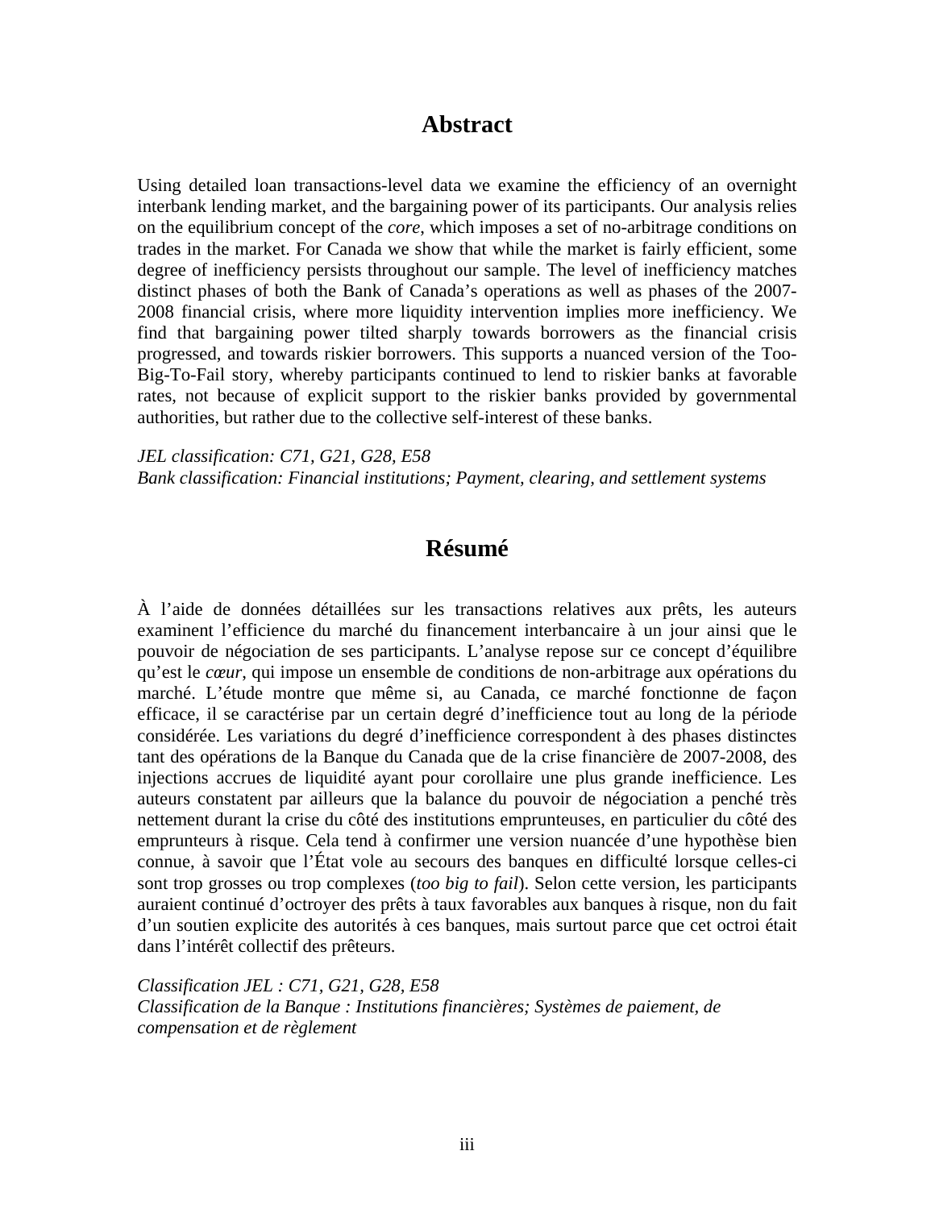## Abstract

Using detailed loan transactions-level data we examine the efficiency of an overnight interbank lending market, and the bargaining power of its participants. Our analysis relies on the equilibrium concept of the *core*, which imposes a set of no-arbitrage conditions on trades in the market. For Canada we show that while the market is fairly efficient, some degree of inefficiency persists throughout our sample. The level of inefficiency matches distinct phases of both the Bank of Canada's operations as well as phases of the 2007-2008 financial crisis, where more liquidity intervention implies more inefficiency. We find that bargaining power tilted sharply towards borrowers as the financial crisis progressed, and towards riskier borrowers. This supports a nuanced version of the Too-Big-To-Fail story, whereby participants continued to lend to riskier banks at favorable rates, not because of explicit support to the riskier banks provided by governmental authorities, but rather due to the collective self-interest of these banks.

*JEL classification: C71, G21, G28, E58*
*Bank classification: Financial institutions; Payment, clearing, and settlement systems*

## Résumé

À l'aide de données détaillées sur les transactions relatives aux prêts, les auteurs examinent l'efficience du marché du financement interbancaire à un jour ainsi que le pouvoir de négociation de ses participants. L'analyse repose sur ce concept d'équilibre qu'est le *cœur*, qui impose un ensemble de conditions de non-arbitrage aux opérations du marché. L'étude montre que même si, au Canada, ce marché fonctionne de façon efficace, il se caractérise par un certain degré d'inefficience tout au long de la période considérée. Les variations du degré d'inefficience correspondent à des phases distinctes tant des opérations de la Banque du Canada que de la crise financière de 2007-2008, des injections accrues de liquidité ayant pour corollaire une plus grande inefficience. Les auteurs constatent par ailleurs que la balance du pouvoir de négociation a penché très nettement durant la crise du côté des institutions emprunteuses, en particulier du côté des emprunteurs à risque. Cela tend à confirmer une version nuancée d'une hypothèse bien connue, à savoir que l'État vole au secours des banques en difficulté lorsque celles-ci sont trop grosses ou trop complexes (*too big to fail*). Selon cette version, les participants auraient continué d'octroyer des prêts à taux favorables aux banques à risque, non du fait d'un soutien explicite des autorités à ces banques, mais surtout parce que cet octroi était dans l'intérêt collectif des prêteurs.

*Classification JEL : C71, G21, G28, E58*
*Classification de la Banque : Institutions financières; Systèmes de paiement, de compensation et de règlement*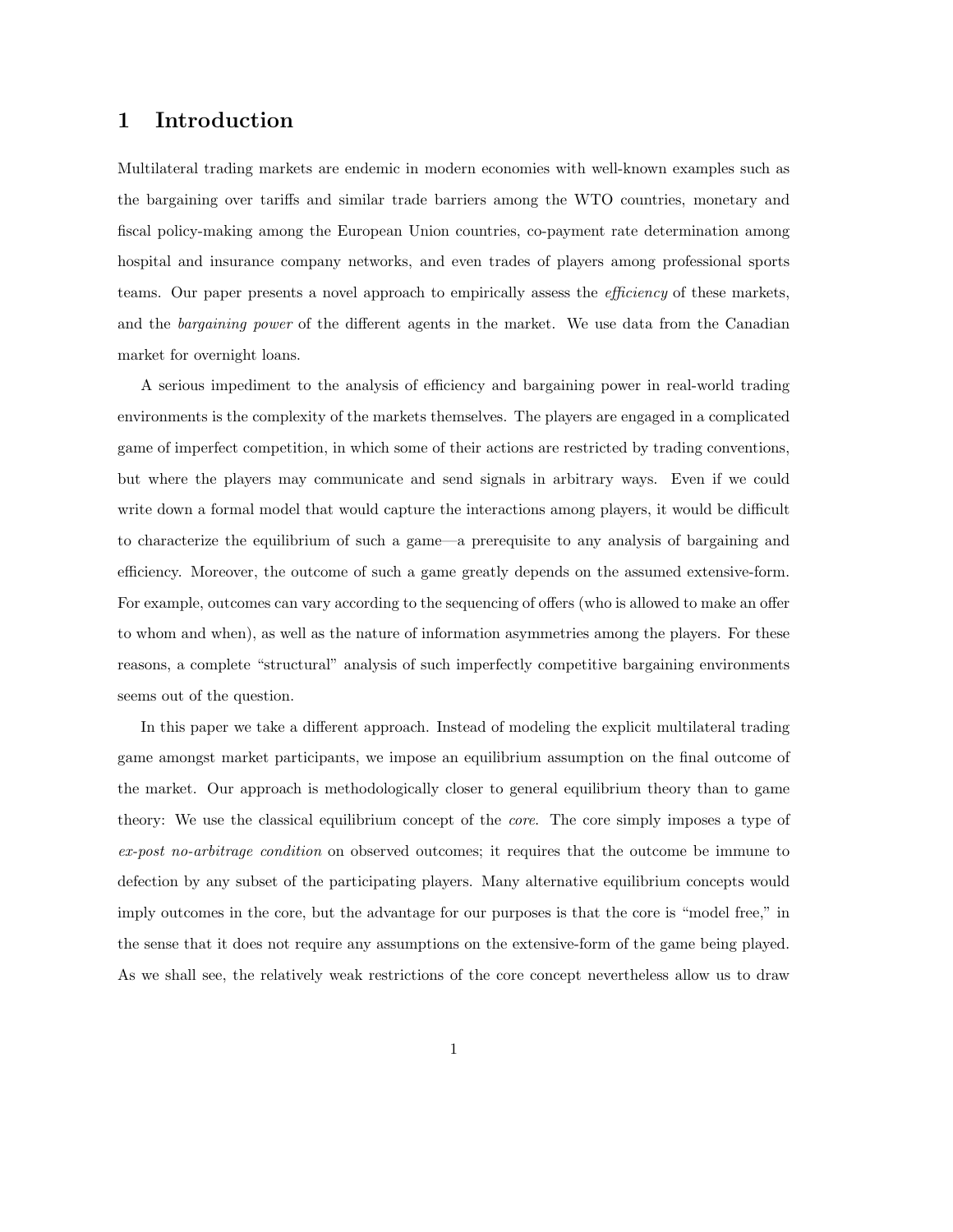# 1 Introduction

Multilateral trading markets are endemic in modern economies with well-known examples such as the bargaining over tariffs and similar trade barriers among the WTO countries, monetary and fiscal policy-making among the European Union countries, co-payment rate determination among hospital and insurance company networks, and even trades of players among professional sports teams. Our paper presents a novel approach to empirically assess the *efficiency* of these markets, and the *bargaining power* of the different agents in the market. We use data from the Canadian market for overnight loans.

A serious impediment to the analysis of efficiency and bargaining power in real-world trading environments is the complexity of the markets themselves. The players are engaged in a complicated game of imperfect competition, in which some of their actions are restricted by trading conventions, but where the players may communicate and send signals in arbitrary ways. Even if we could write down a formal model that would capture the interactions among players, it would be difficult to characterize the equilibrium of such a game—a prerequisite to any analysis of bargaining and efficiency. Moreover, the outcome of such a game greatly depends on the assumed extensive-form. For example, outcomes can vary according to the sequencing of offers (who is allowed to make an offer to whom and when), as well as the nature of information asymmetries among the players. For these reasons, a complete "structural" analysis of such imperfectly competitive bargaining environments seems out of the question.

In this paper we take a different approach. Instead of modeling the explicit multilateral trading game amongst market participants, we impose an equilibrium assumption on the final outcome of the market. Our approach is methodologically closer to general equilibrium theory than to game theory: We use the classical equilibrium concept of the *core*. The core simply imposes a type of *ex-post no-arbitrage condition* on observed outcomes; it requires that the outcome be immune to defection by any subset of the participating players. Many alternative equilibrium concepts would imply outcomes in the core, but the advantage for our purposes is that the core is "model free," in the sense that it does not require any assumptions on the extensive-form of the game being played. As we shall see, the relatively weak restrictions of the core concept nevertheless allow us to draw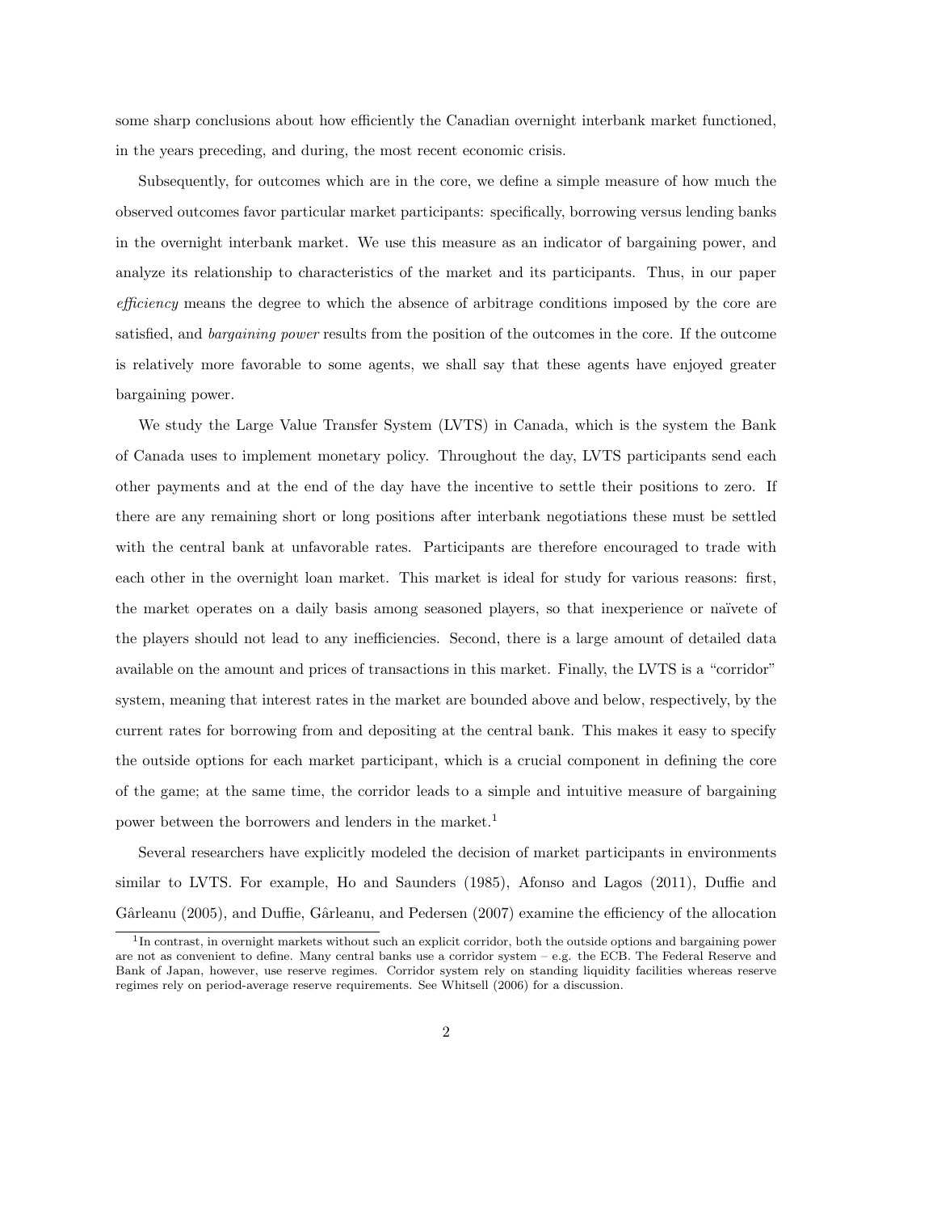some sharp conclusions about how efficiently the Canadian overnight interbank market functioned, in the years preceding, and during, the most recent economic crisis.

Subsequently, for outcomes which are in the core, we define a simple measure of how much the observed outcomes favor particular market participants: specifically, borrowing versus lending banks in the overnight interbank market. We use this measure as an indicator of bargaining power, and analyze its relationship to characteristics of the market and its participants. Thus, in our paper *efficiency* means the degree to which the absence of arbitrage conditions imposed by the core are satisfied, and *bargaining power* results from the position of the outcomes in the core. If the outcome is relatively more favorable to some agents, we shall say that these agents have enjoyed greater bargaining power.

We study the Large Value Transfer System (LVTS) in Canada, which is the system the Bank of Canada uses to implement monetary policy. Throughout the day, LVTS participants send each other payments and at the end of the day have the incentive to settle their positions to zero. If there are any remaining short or long positions after interbank negotiations these must be settled with the central bank at unfavorable rates. Participants are therefore encouraged to trade with each other in the overnight loan market. This market is ideal for study for various reasons: first, the market operates on a daily basis among seasoned players, so that inexperience or naïvete of the players should not lead to any inefficiencies. Second, there is a large amount of detailed data available on the amount and prices of transactions in this market. Finally, the LVTS is a "corridor" system, meaning that interest rates in the market are bounded above and below, respectively, by the current rates for borrowing from and depositing at the central bank. This makes it easy to specify the outside options for each market participant, which is a crucial component in defining the core of the game; at the same time, the corridor leads to a simple and intuitive measure of bargaining power between the borrowers and lenders in the market.[1]

Several researchers have explicitly modeled the decision of market participants in environments similar to LVTS. For example, Ho and Saunders (1985), Afonso and Lagos (2011), Duffie and Gârleanu (2005), and Duffie, Gârleanu, and Pedersen (2007) examine the efficiency of the allocation

[1] In contrast, in overnight markets without such an explicit corridor, both the outside options and bargaining power are not as convenient to define. Many central banks use a corridor system – e.g. the ECB. The Federal Reserve and Bank of Japan, however, use reserve regimes. Corridor system rely on standing liquidity facilities whereas reserve regimes rely on period-average reserve requirements. See Whitsell (2006) for a discussion.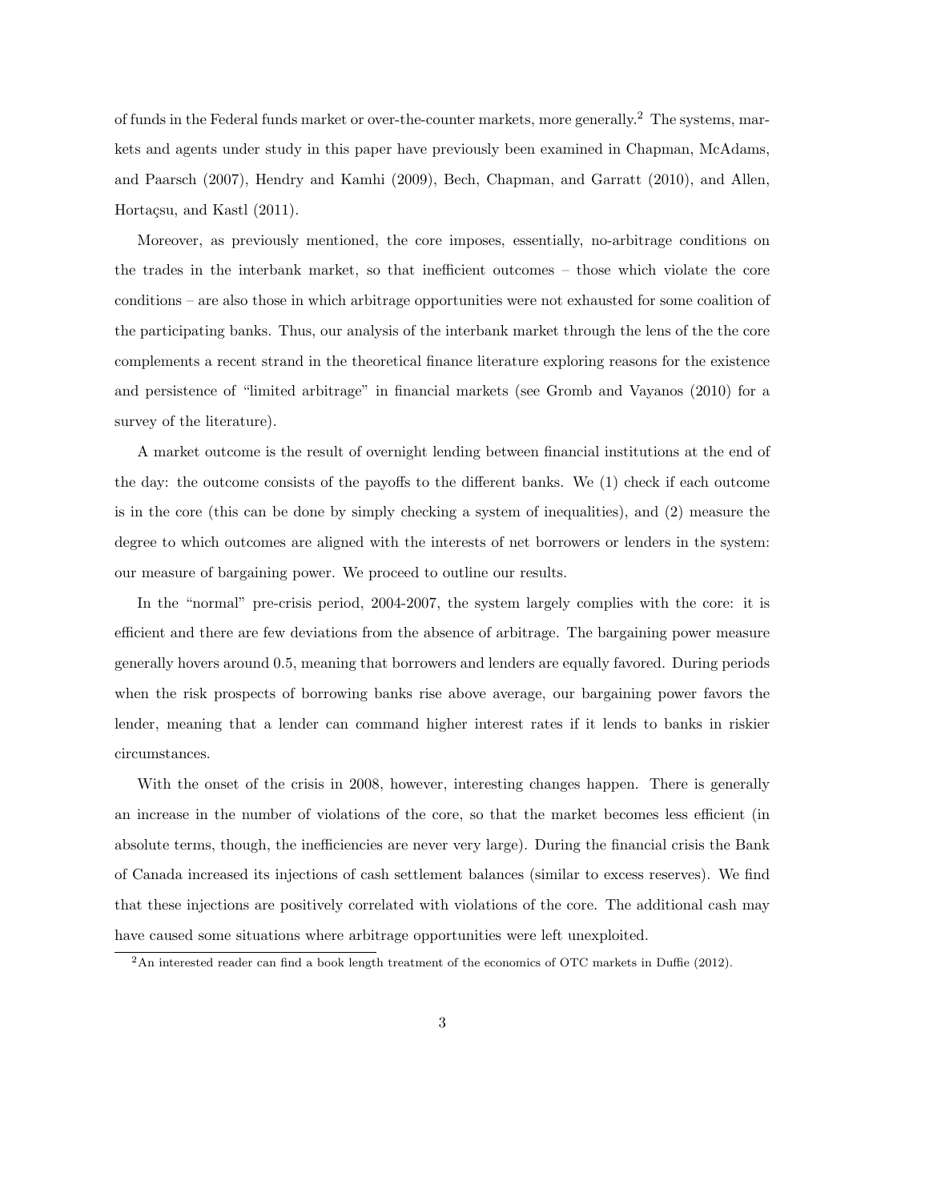of funds in the Federal funds market or over-the-counter markets, more generally.[2] The systems, markets and agents under study in this paper have previously been examined in Chapman, McAdams, and Paarsch (2007), Hendry and Kamhi (2009), Bech, Chapman, and Garratt (2010), and Allen, Hortaçsu, and Kastl (2011).

Moreover, as previously mentioned, the core imposes, essentially, no-arbitrage conditions on the trades in the interbank market, so that inefficient outcomes – those which violate the core conditions – are also those in which arbitrage opportunities were not exhausted for some coalition of the participating banks. Thus, our analysis of the interbank market through the lens of the the core complements a recent strand in the theoretical finance literature exploring reasons for the existence and persistence of "limited arbitrage" in financial markets (see Gromb and Vayanos (2010) for a survey of the literature).

A market outcome is the result of overnight lending between financial institutions at the end of the day: the outcome consists of the payoffs to the different banks. We (1) check if each outcome is in the core (this can be done by simply checking a system of inequalities), and (2) measure the degree to which outcomes are aligned with the interests of net borrowers or lenders in the system: our measure of bargaining power. We proceed to outline our results.

In the "normal" pre-crisis period, 2004-2007, the system largely complies with the core: it is efficient and there are few deviations from the absence of arbitrage. The bargaining power measure generally hovers around 0.5, meaning that borrowers and lenders are equally favored. During periods when the risk prospects of borrowing banks rise above average, our bargaining power favors the lender, meaning that a lender can command higher interest rates if it lends to banks in riskier circumstances.

With the onset of the crisis in 2008, however, interesting changes happen. There is generally an increase in the number of violations of the core, so that the market becomes less efficient (in absolute terms, though, the inefficiencies are never very large). During the financial crisis the Bank of Canada increased its injections of cash settlement balances (similar to excess reserves). We find that these injections are positively correlated with violations of the core. The additional cash may have caused some situations where arbitrage opportunities were left unexploited.

[2] An interested reader can find a book length treatment of the economics of OTC markets in Duffie (2012).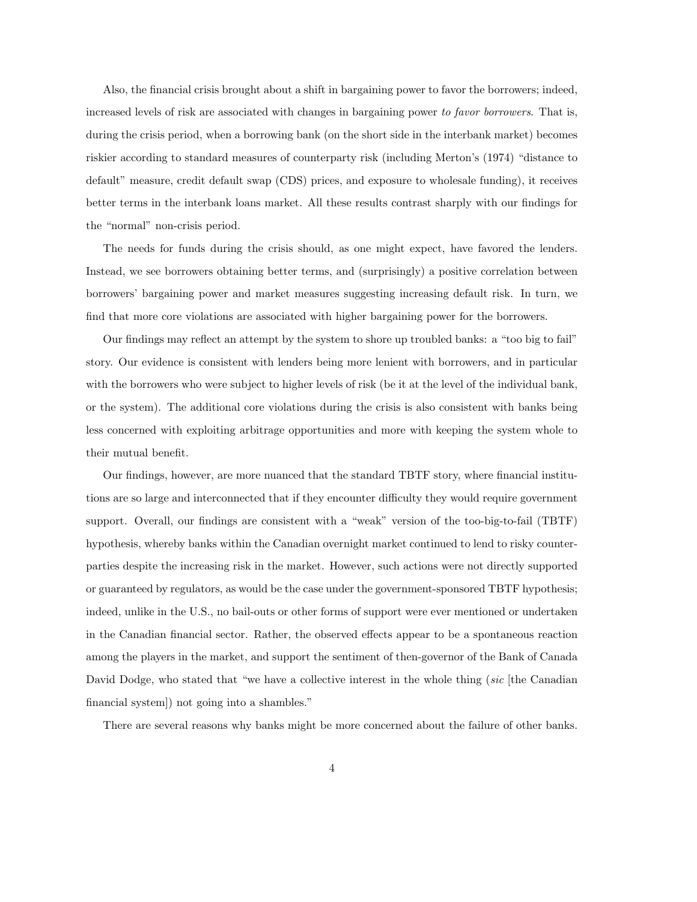Also, the financial crisis brought about a shift in bargaining power to favor the borrowers; indeed, increased levels of risk are associated with changes in bargaining power *to favor borrowers*. That is, during the crisis period, when a borrowing bank (on the short side in the interbank market) becomes riskier according to standard measures of counterparty risk (including Merton's (1974) "distance to default" measure, credit default swap (CDS) prices, and exposure to wholesale funding), it receives better terms in the interbank loans market. All these results contrast sharply with our findings for the "normal" non-crisis period.

The needs for funds during the crisis should, as one might expect, have favored the lenders. Instead, we see borrowers obtaining better terms, and (surprisingly) a positive correlation between borrowers' bargaining power and market measures suggesting increasing default risk. In turn, we find that more core violations are associated with higher bargaining power for the borrowers.

Our findings may reflect an attempt by the system to shore up troubled banks: a "too big to fail" story. Our evidence is consistent with lenders being more lenient with borrowers, and in particular with the borrowers who were subject to higher levels of risk (be it at the level of the individual bank, or the system). The additional core violations during the crisis is also consistent with banks being less concerned with exploiting arbitrage opportunities and more with keeping the system whole to their mutual benefit.

Our findings, however, are more nuanced that the standard TBTF story, where financial institutions are so large and interconnected that if they encounter difficulty they would require government support. Overall, our findings are consistent with a "weak" version of the too-big-to-fail (TBTF) hypothesis, whereby banks within the Canadian overnight market continued to lend to risky counterparties despite the increasing risk in the market. However, such actions were not directly supported or guaranteed by regulators, as would be the case under the government-sponsored TBTF hypothesis; indeed, unlike in the U.S., no bail-outs or other forms of support were ever mentioned or undertaken in the Canadian financial sector. Rather, the observed effects appear to be a spontaneous reaction among the players in the market, and support the sentiment of then-governor of the Bank of Canada David Dodge, who stated that "we have a collective interest in the whole thing (*sic* [the Canadian financial system]) not going into a shambles."

There are several reasons why banks might be more concerned about the failure of other banks.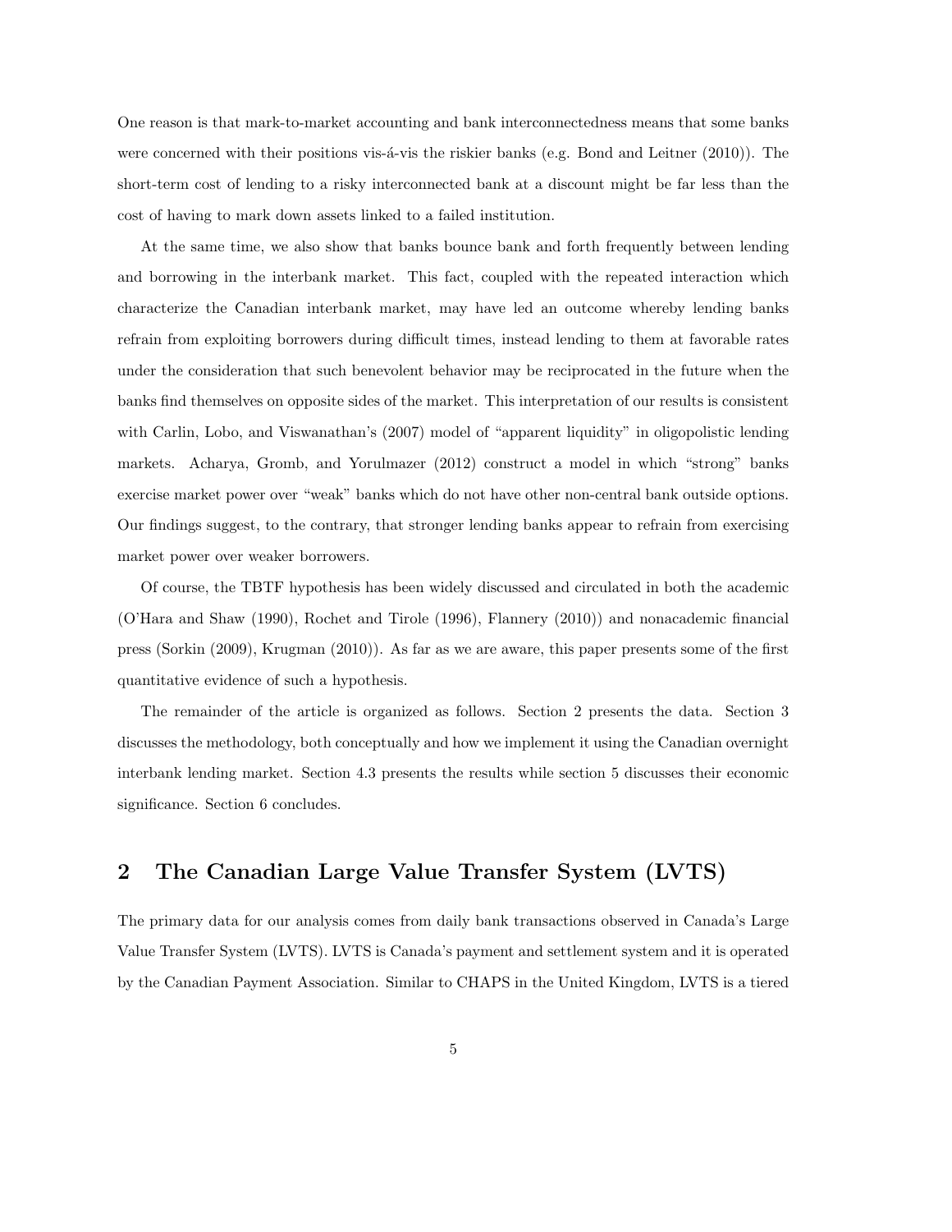One reason is that mark-to-market accounting and bank interconnectedness means that some banks were concerned with their positions vis-á-vis the riskier banks (e.g. Bond and Leitner (2010)). The short-term cost of lending to a risky interconnected bank at a discount might be far less than the cost of having to mark down assets linked to a failed institution.

At the same time, we also show that banks bounce bank and forth frequently between lending and borrowing in the interbank market. This fact, coupled with the repeated interaction which characterize the Canadian interbank market, may have led an outcome whereby lending banks refrain from exploiting borrowers during difficult times, instead lending to them at favorable rates under the consideration that such benevolent behavior may be reciprocated in the future when the banks find themselves on opposite sides of the market. This interpretation of our results is consistent with Carlin, Lobo, and Viswanathan's (2007) model of "apparent liquidity" in oligopolistic lending markets. Acharya, Gromb, and Yorulmazer (2012) construct a model in which "strong" banks exercise market power over "weak" banks which do not have other non-central bank outside options. Our findings suggest, to the contrary, that stronger lending banks appear to refrain from exercising market power over weaker borrowers.

Of course, the TBTF hypothesis has been widely discussed and circulated in both the academic (O'Hara and Shaw (1990), Rochet and Tirole (1996), Flannery (2010)) and nonacademic financial press (Sorkin (2009), Krugman (2010)). As far as we are aware, this paper presents some of the first quantitative evidence of such a hypothesis.

The remainder of the article is organized as follows. Section 2 presents the data. Section 3 discusses the methodology, both conceptually and how we implement it using the Canadian overnight interbank lending market. Section 4.3 presents the results while section 5 discusses their economic significance. Section 6 concludes.

## 2 The Canadian Large Value Transfer System (LVTS)

The primary data for our analysis comes from daily bank transactions observed in Canada's Large Value Transfer System (LVTS). LVTS is Canada's payment and settlement system and it is operated by the Canadian Payment Association. Similar to CHAPS in the United Kingdom, LVTS is a tiered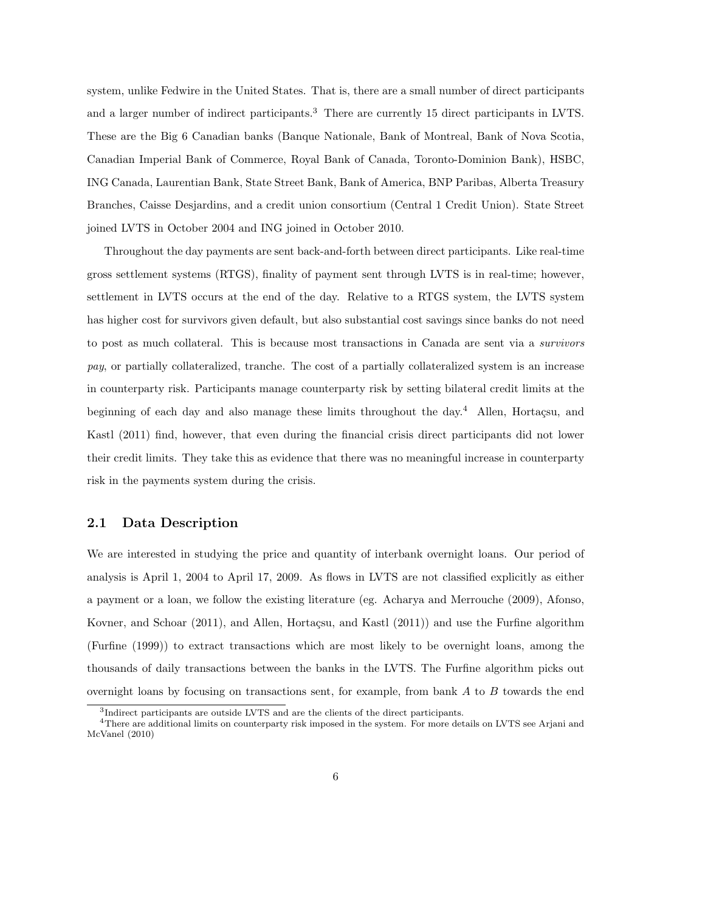system, unlike Fedwire in the United States. That is, there are a small number of direct participants and a larger number of indirect participants.[3] There are currently 15 direct participants in LVTS. These are the Big 6 Canadian banks (Banque Nationale, Bank of Montreal, Bank of Nova Scotia, Canadian Imperial Bank of Commerce, Royal Bank of Canada, Toronto-Dominion Bank), HSBC, ING Canada, Laurentian Bank, State Street Bank, Bank of America, BNP Paribas, Alberta Treasury Branches, Caisse Desjardins, and a credit union consortium (Central 1 Credit Union). State Street joined LVTS in October 2004 and ING joined in October 2010.

Throughout the day payments are sent back-and-forth between direct participants. Like real-time gross settlement systems (RTGS), finality of payment sent through LVTS is in real-time; however, settlement in LVTS occurs at the end of the day. Relative to a RTGS system, the LVTS system has higher cost for survivors given default, but also substantial cost savings since banks do not need to post as much collateral. This is because most transactions in Canada are sent via a *survivors pay*, or partially collateralized, tranche. The cost of a partially collateralized system is an increase in counterparty risk. Participants manage counterparty risk by setting bilateral credit limits at the beginning of each day and also manage these limits throughout the day.[4] Allen, Hortaçsu, and Kastl (2011) find, however, that even during the financial crisis direct participants did not lower their credit limits. They take this as evidence that there was no meaningful increase in counterparty risk in the payments system during the crisis.

## 2.1 Data Description

We are interested in studying the price and quantity of interbank overnight loans. Our period of analysis is April 1, 2004 to April 17, 2009. As flows in LVTS are not classified explicitly as either a payment or a loan, we follow the existing literature (eg. Acharya and Merrouche (2009), Afonso, Kovner, and Schoar (2011), and Allen, Hortaçsu, and Kastl (2011)) and use the Furfine algorithm (Furfine (1999)) to extract transactions which are most likely to be overnight loans, among the thousands of daily transactions between the banks in the LVTS. The Furfine algorithm picks out overnight loans by focusing on transactions sent, for example, from bank $A$ to $B$ towards the end

[3] Indirect participants are outside LVTS and are the clients of the direct participants.

[4] There are additional limits on counterparty risk imposed in the system. For more details on LVTS see Arjani and McVanel (2010)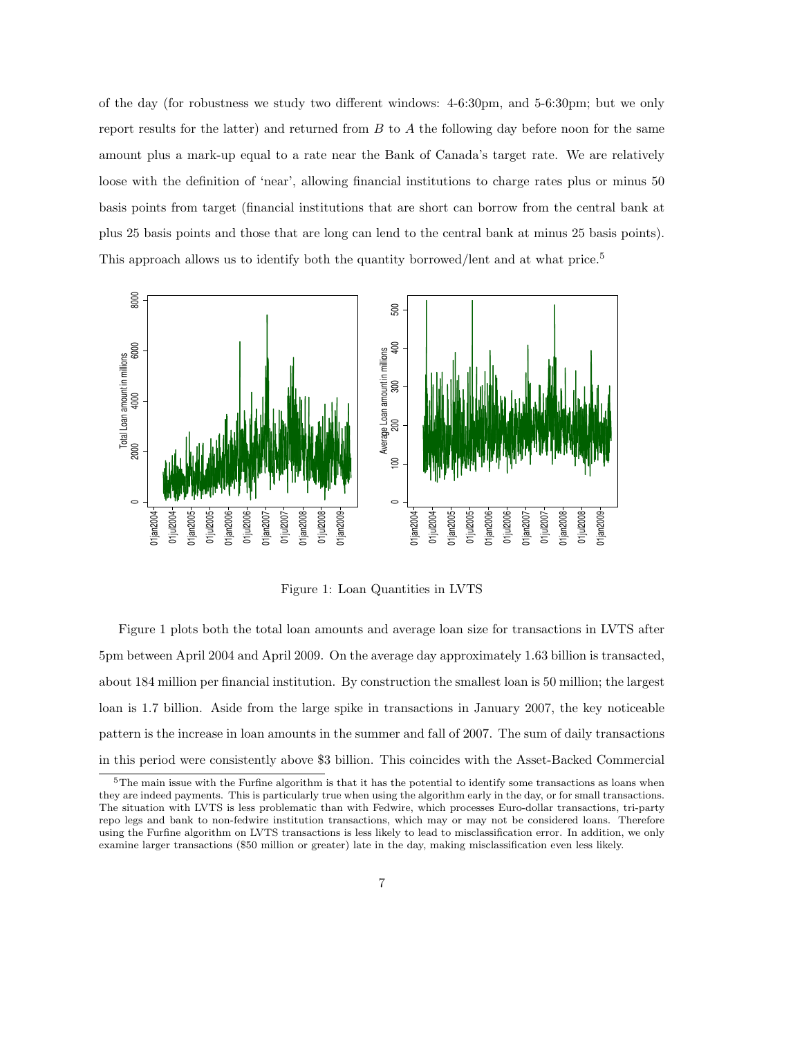of the day (for robustness we study two different windows: 4-6:30pm, and 5-6:30pm; but we only report results for the latter) and returned from $B$ to $A$ the following day before noon for the same amount plus a mark-up equal to a rate near the Bank of Canada's target rate. We are relatively loose with the definition of 'near', allowing financial institutions to charge rates plus or minus 50 basis points from target (financial institutions that are short can borrow from the central bank at plus 25 basis points and those that are long can lend to the central bank at minus 25 basis points). This approach allows us to identify both the quantity borrowed/lent and at what price.[5]

Figure 1: Loan Quantities in LVTS

Figure 1 plots both the total loan amounts and average loan size for transactions in LVTS after 5pm between April 2004 and April 2009. On the average day approximately 1.63 billion is transacted, about 184 million per financial institution. By construction the smallest loan is 50 million; the largest loan is 1.7 billion. Aside from the large spike in transactions in January 2007, the key noticeable pattern is the increase in loan amounts in the summer and fall of 2007. The sum of daily transactions in this period were consistently above \$3 billion. This coincides with the Asset-Backed Commercial

[5] The main issue with the Furfine algorithm is that it has the potential to identify some transactions as loans when they are indeed payments. This is particularly true when using the algorithm early in the day, or for small transactions. The situation with LVTS is less problematic than with Fedwire, which processes Euro-dollar transactions, tri-party repo legs and bank to non-fedwire institution transactions, which may or may not be considered loans. Therefore using the Furfine algorithm on LVTS transactions is less likely to lead to misclassification error. In addition, we only examine larger transactions (\$50 million or greater) late in the day, making misclassification even less likely.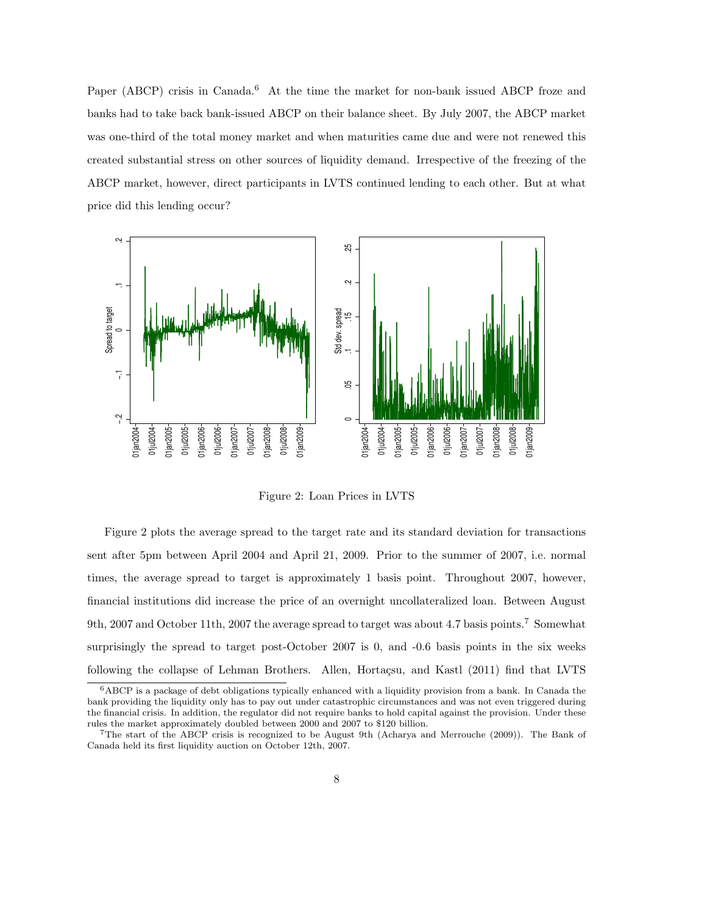Paper (ABCP) crisis in Canada.[6] At the time the market for non-bank issued ABCP froze and banks had to take back bank-issued ABCP on their balance sheet. By July 2007, the ABCP market was one-third of the total money market and when maturities came due and were not renewed this created substantial stress on other sources of liquidity demand. Irrespective of the freezing of the ABCP market, however, direct participants in LVTS continued lending to each other. But at what price did this lending occur?

Figure 2: Loan Prices in LVTS

Figure 2 plots the average spread to the target rate and its standard deviation for transactions sent after 5pm between April 2004 and April 21, 2009. Prior to the summer of 2007, i.e. normal times, the average spread to target is approximately 1 basis point. Throughout 2007, however, financial institutions did increase the price of an overnight uncollateralized loan. Between August 9th, 2007 and October 11th, 2007 the average spread to target was about 4.7 basis points.[7] Somewhat surprisingly the spread to target post-October 2007 is 0, and -0.6 basis points in the six weeks following the collapse of Lehman Brothers. Allen, Hortaçsu, and Kastl (2011) find that LVTS

[6] ABCP is a package of debt obligations typically enhanced with a liquidity provision from a bank. In Canada the bank providing the liquidity only has to pay out under catastrophic circumstances and was not even triggered during the financial crisis. In addition, the regulator did not require banks to hold capital against the provision. Under these rules the market approximately doubled between 2000 and 2007 to $120 billion.

[7] The start of the ABCP crisis is recognized to be August 9th (Acharya and Merrouche (2009)). The Bank of Canada held its first liquidity auction on October 12th, 2007.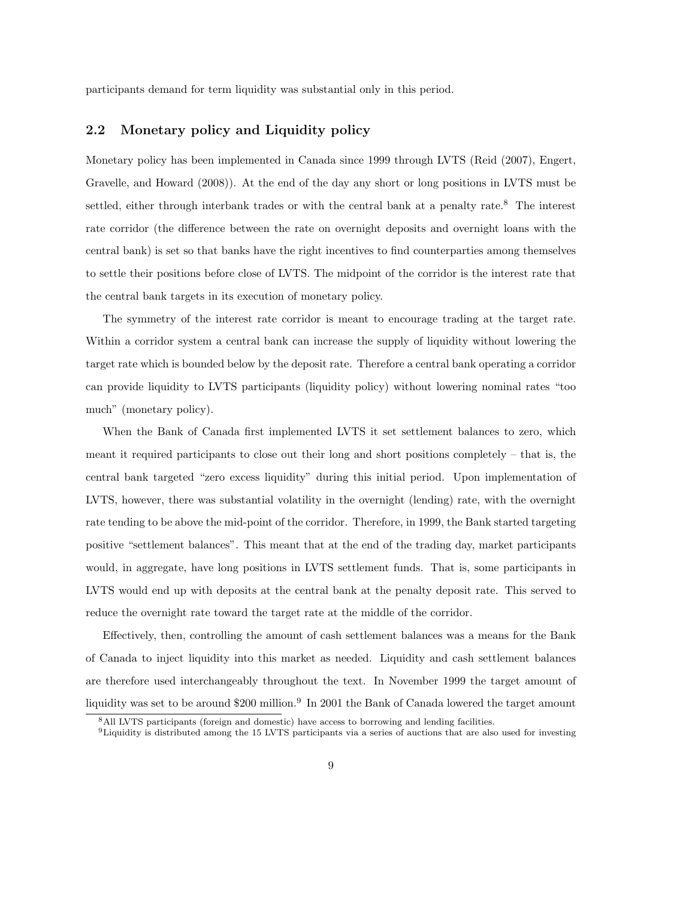participants demand for term liquidity was substantial only in this period.

## 2.2 Monetary policy and Liquidity policy

Monetary policy has been implemented in Canada since 1999 through LVTS (Reid (2007), Engert, Gravelle, and Howard (2008)). At the end of the day any short or long positions in LVTS must be settled, either through interbank trades or with the central bank at a penalty rate.[8] The interest rate corridor (the difference between the rate on overnight deposits and overnight loans with the central bank) is set so that banks have the right incentives to find counterparties among themselves to settle their positions before close of LVTS. The midpoint of the corridor is the interest rate that the central bank targets in its execution of monetary policy.

The symmetry of the interest rate corridor is meant to encourage trading at the target rate. Within a corridor system a central bank can increase the supply of liquidity without lowering the target rate which is bounded below by the deposit rate. Therefore a central bank operating a corridor can provide liquidity to LVTS participants (liquidity policy) without lowering nominal rates "too much" (monetary policy).

When the Bank of Canada first implemented LVTS it set settlement balances to zero, which meant it required participants to close out their long and short positions completely – that is, the central bank targeted "zero excess liquidity" during this initial period. Upon implementation of LVTS, however, there was substantial volatility in the overnight (lending) rate, with the overnight rate tending to be above the mid-point of the corridor. Therefore, in 1999, the Bank started targeting positive "settlement balances". This meant that at the end of the trading day, market participants would, in aggregate, have long positions in LVTS settlement funds. That is, some participants in LVTS would end up with deposits at the central bank at the penalty deposit rate. This served to reduce the overnight rate toward the target rate at the middle of the corridor.

Effectively, then, controlling the amount of cash settlement balances was a means for the Bank of Canada to inject liquidity into this market as needed. Liquidity and cash settlement balances are therefore used interchangeably throughout the text. In November 1999 the target amount of liquidity was set to be around $200 million.[9] In 2001 the Bank of Canada lowered the target amount

[8] All LVTS participants (foreign and domestic) have access to borrowing and lending facilities.

[9] Liquidity is distributed among the 15 LVTS participants via a series of auctions that are also used for investing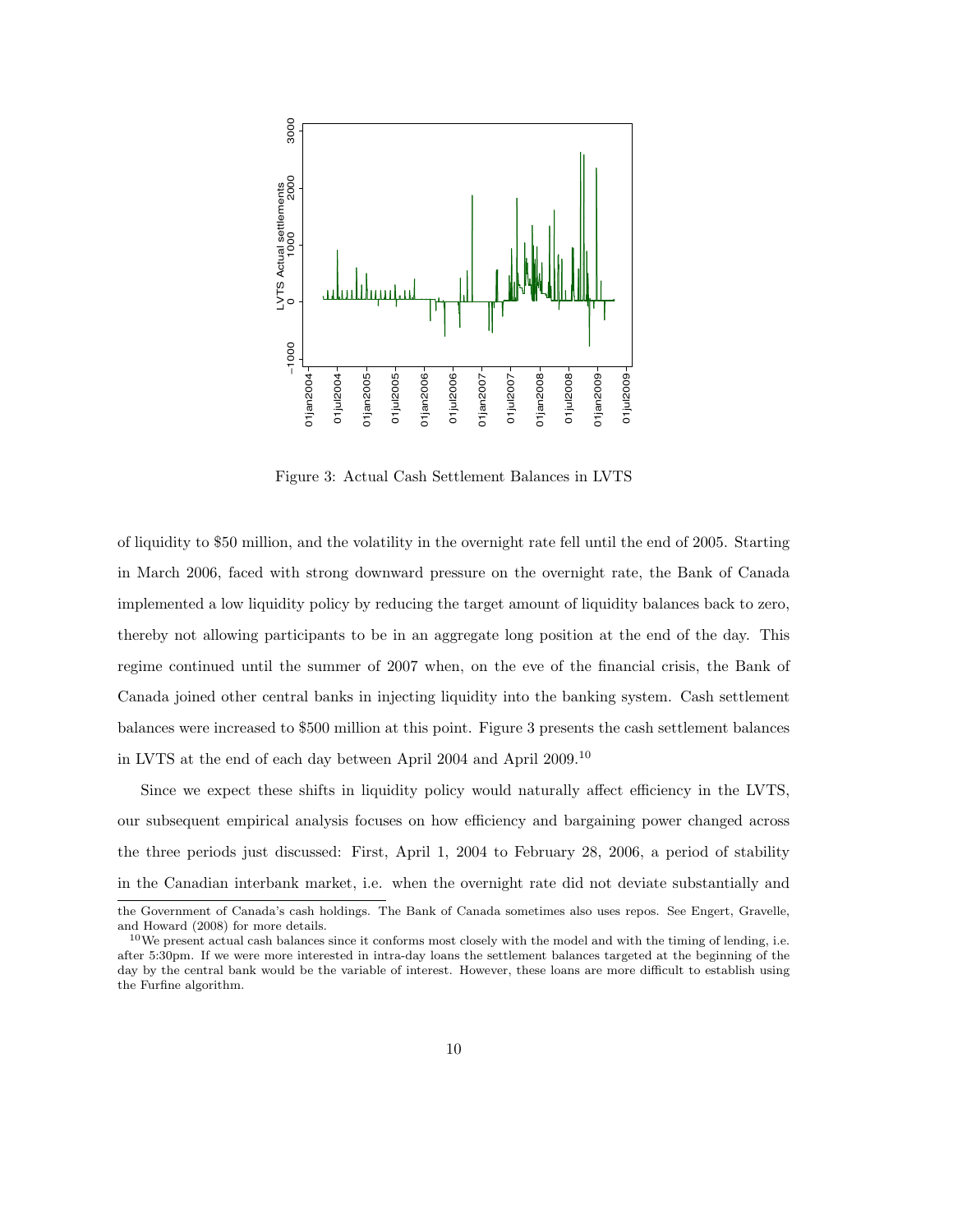Figure 3: Actual Cash Settlement Balances in LVTS

of liquidity to \$50 million, and the volatility in the overnight rate fell until the end of 2005. Starting in March 2006, faced with strong downward pressure on the overnight rate, the Bank of Canada implemented a low liquidity policy by reducing the target amount of liquidity balances back to zero, thereby not allowing participants to be in an aggregate long position at the end of the day. This regime continued until the summer of 2007 when, on the eve of the financial crisis, the Bank of Canada joined other central banks in injecting liquidity into the banking system. Cash settlement balances were increased to \$500 million at this point. Figure 3 presents the cash settlement balances in LVTS at the end of each day between April 2004 and April 2009.[10]

Since we expect these shifts in liquidity policy would naturally affect efficiency in the LVTS, our subsequent empirical analysis focuses on how efficiency and bargaining power changed across the three periods just discussed: First, April 1, 2004 to February 28, 2006, a period of stability in the Canadian interbank market, i.e. when the overnight rate did not deviate substantially and

the Government of Canada's cash holdings. The Bank of Canada sometimes also uses repos. See Engert, Gravelle, and Howard (2008) for more details.

[10] We present actual cash balances since it conforms most closely with the model and with the timing of lending, i.e. after 5:30pm. If we were more interested in intra-day loans the settlement balances targeted at the beginning of the day by the central bank would be the variable of interest. However, these loans are more difficult to establish using the Furfine algorithm.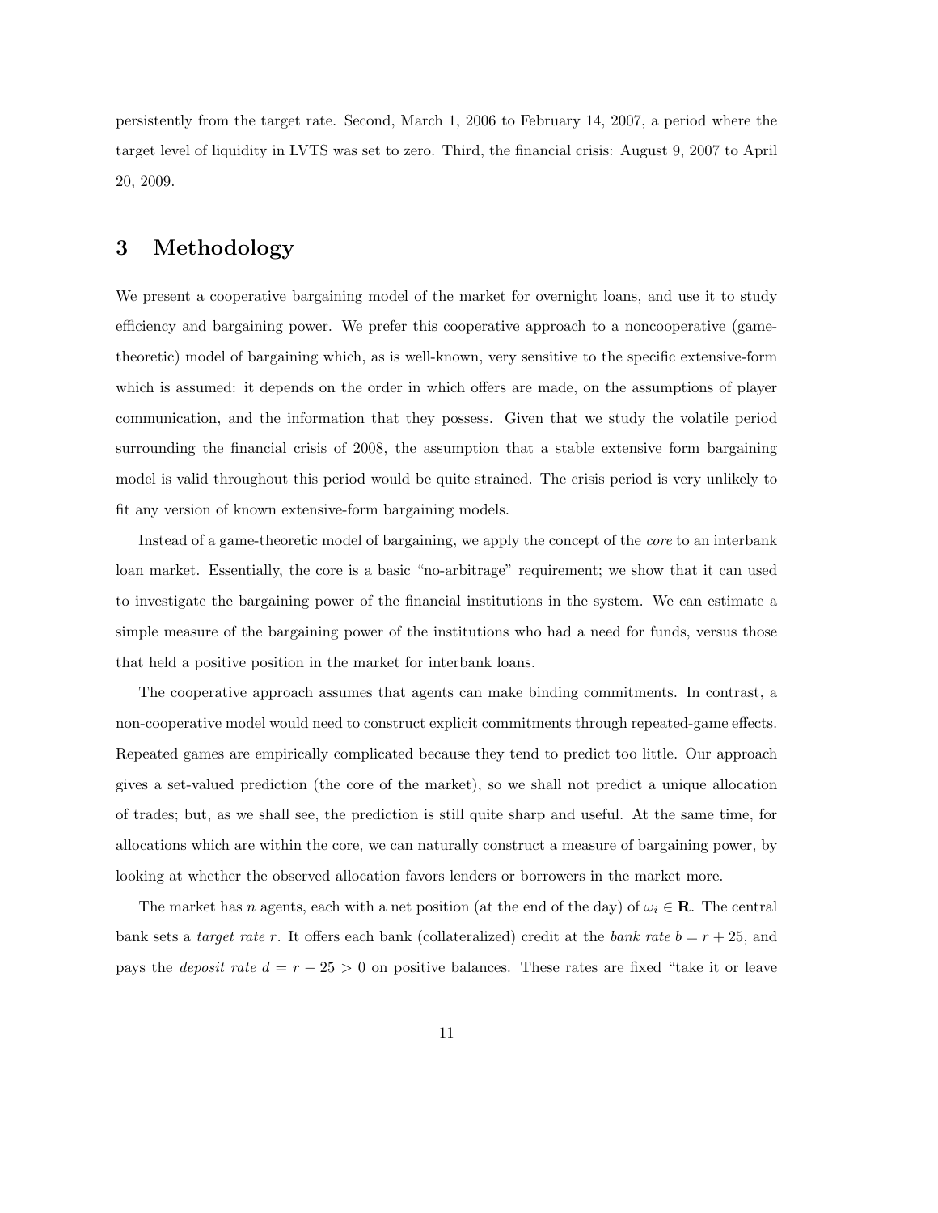persistently from the target rate. Second, March 1, 2006 to February 14, 2007, a period where the target level of liquidity in LVTS was set to zero. Third, the financial crisis: August 9, 2007 to April 20, 2009.

## 3 Methodology

We present a cooperative bargaining model of the market for overnight loans, and use it to study efficiency and bargaining power. We prefer this cooperative approach to a noncooperative (game-theoretic) model of bargaining which, as is well-known, very sensitive to the specific extensive-form which is assumed: it depends on the order in which offers are made, on the assumptions of player communication, and the information that they possess. Given that we study the volatile period surrounding the financial crisis of 2008, the assumption that a stable extensive form bargaining model is valid throughout this period would be quite strained. The crisis period is very unlikely to fit any version of known extensive-form bargaining models.

Instead of a game-theoretic model of bargaining, we apply the concept of the *core* to an interbank loan market. Essentially, the core is a basic "no-arbitrage" requirement; we show that it can used to investigate the bargaining power of the financial institutions in the system. We can estimate a simple measure of the bargaining power of the institutions who had a need for funds, versus those that held a positive position in the market for interbank loans.

The cooperative approach assumes that agents can make binding commitments. In contrast, a non-cooperative model would need to construct explicit commitments through repeated-game effects. Repeated games are empirically complicated because they tend to predict too little. Our approach gives a set-valued prediction (the core of the market), so we shall not predict a unique allocation of trades; but, as we shall see, the prediction is still quite sharp and useful. At the same time, for allocations which are within the core, we can naturally construct a measure of bargaining power, by looking at whether the observed allocation favors lenders or borrowers in the market more.

The market has $n$ agents, each with a net position (at the end of the day) of $\omega_i \in \mathbf{R}$. The central bank sets a *target rate* $r$. It offers each bank (collateralized) credit at the *bank rate* $b = r + 25$, and pays the *deposit rate* $d = r - 25 > 0$ on positive balances. These rates are fixed "take it or leave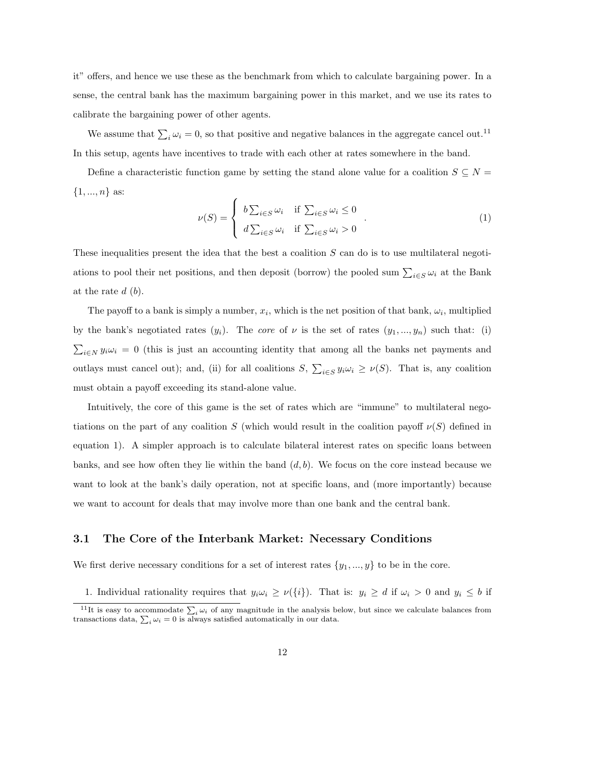it" offers, and hence we use these as the benchmark from which to calculate bargaining power. In a sense, the central bank has the maximum bargaining power in this market, and we use its rates to calibrate the bargaining power of other agents.

We assume that $\sum_i \omega_i = 0$, so that positive and negative balances in the aggregate cancel out.[11] In this setup, agents have incentives to trade with each other at rates somewhere in the band.

Define a characteristic function game by setting the stand alone value for a coalition $S \subseteq N = \{1, ..., n\}$ as:

$$\nu(S) = \begin{cases} b \sum_{i \in S} \omega_i & \text{if } \sum_{i \in S} \omega_i \leq 0 \\ d \sum_{i \in S} \omega_i & \text{if } \sum_{i \in S} \omega_i > 0 \end{cases} . \tag{1}$$

These inequalities present the idea that the best a coalition $S$ can do is to use multilateral negotiations to pool their net positions, and then deposit (borrow) the pooled sum $\sum_{i \in S} \omega_i$ at the Bank at the rate $d$ ($b$).

The payoff to a bank is simply a number, $x_i$, which is the net position of that bank, $\omega_i$, multiplied by the bank's negotiated rates ($y_i$). The *core* of $\nu$ is the set of rates $(y_1, ..., y_n)$ such that: (i) $\sum_{i \in N} y_i \omega_i = 0$ (this is just an accounting identity that among all the banks net payments and outlays must cancel out); and, (ii) for all coalitions $S$, $\sum_{i \in S} y_i \omega_i \geq \nu(S)$. That is, any coalition must obtain a payoff exceeding its stand-alone value.

Intuitively, the core of this game is the set of rates which are "immune" to multilateral negotiations on the part of any coalition $S$ (which would result in the coalition payoff $\nu(S)$ defined in equation 1). A simpler approach is to calculate bilateral interest rates on specific loans between banks, and see how often they lie within the band $(d, b)$. We focus on the core instead because we want to look at the bank's daily operation, not at specific loans, and (more importantly) because we want to account for deals that may involve more than one bank and the central bank.

### 3.1 The Core of the Interbank Market: Necessary Conditions

We first derive necessary conditions for a set of interest rates $\{y_1, ..., y\}$ to be in the core.

1. Individual rationality requires that $y_i \omega_i \geq \nu(\{i\})$. That is: $y_i \geq d$ if $\omega_i > 0$ and $y_i \leq b$ if

[11] It is easy to accommodate $\sum_i \omega_i$ of any magnitude in the analysis below, but since we calculate balances from transactions data, $\sum_i \omega_i = 0$ is always satisfied automatically in our data.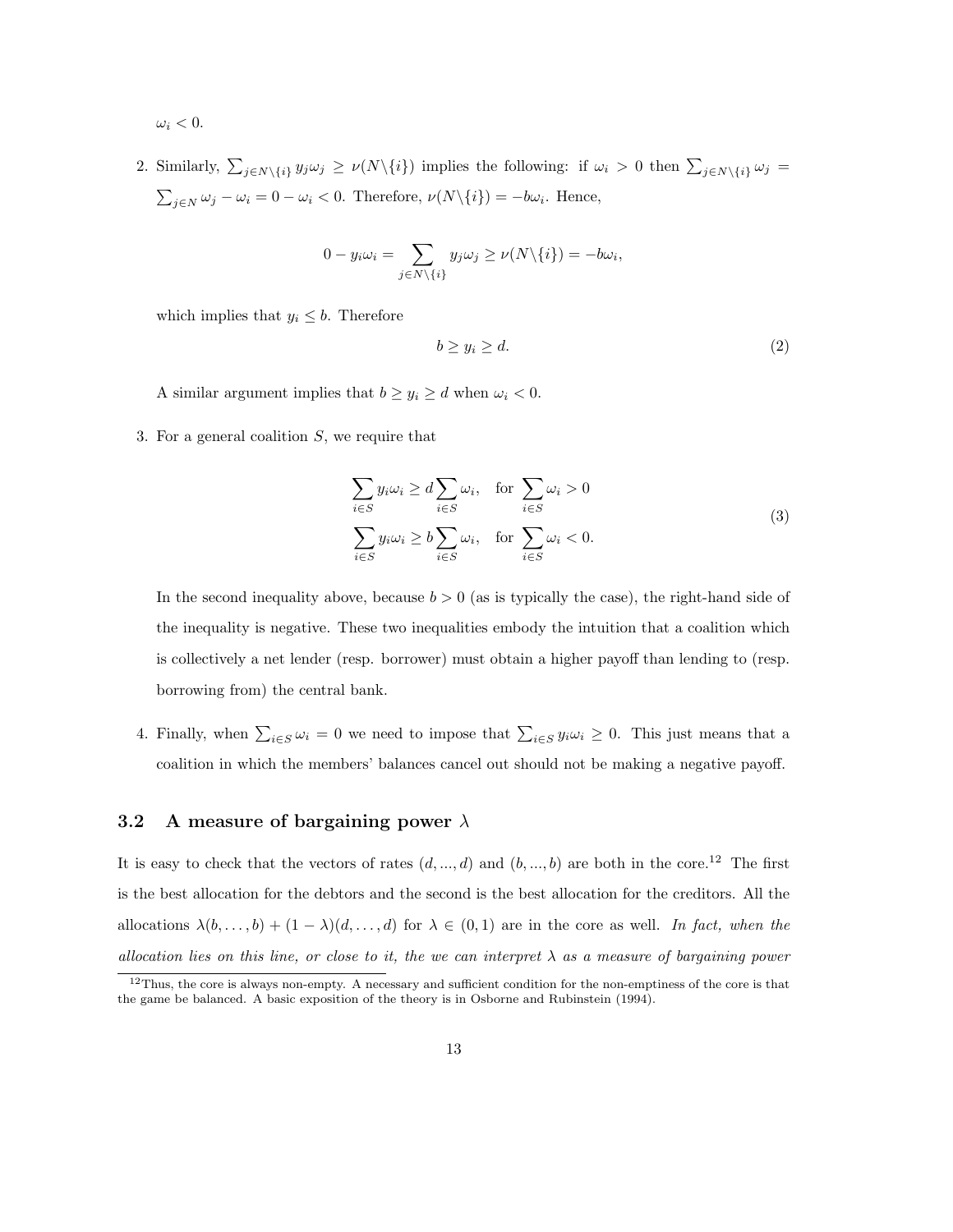$\omega_i < 0$.

2. Similarly, $\sum_{j \in N \setminus \{i\}} y_j \omega_j \geq \nu(N \setminus \{i\})$ implies the following: if $\omega_i > 0$ then $\sum_{j \in N \setminus \{i\}} \omega_j = \sum_{j \in N} \omega_j - \omega_i = 0 - \omega_i < 0$. Therefore, $\nu(N \setminus \{i\}) = -b\omega_i$. Hence,

$$0 - y_i \omega_i = \sum_{j \in N \setminus \{i\}} y_j \omega_j \geq \nu(N \setminus \{i\}) = -b\omega_i,$$

which implies that $y_i \leq b$. Therefore

$$b \geq y_i \geq d. \tag{2}$$

A similar argument implies that $b \geq y_i \geq d$ when $\omega_i < 0$.

3. For a general coalition $S$, we require that

$$\begin{aligned} \sum_{i \in S} y_i \omega_i &\geq d \sum_{i \in S} \omega_i, \quad \text{for } \sum_{i \in S} \omega_i > 0 \\ \sum_{i \in S} y_i \omega_i &\geq b \sum_{i \in S} \omega_i, \quad \text{for } \sum_{i \in S} \omega_i < 0. \end{aligned} \tag{3}$$

In the second inequality above, because $b > 0$ (as is typically the case), the right-hand side of the inequality is negative. These two inequalities embody the intuition that a coalition which is collectively a net lender (resp. borrower) must obtain a higher payoff than lending to (resp. borrowing from) the central bank.

4. Finally, when $\sum_{i \in S} \omega_i = 0$ we need to impose that $\sum_{i \in S} y_i \omega_i \geq 0$. This just means that a coalition in which the members' balances cancel out should not be making a negative payoff.

### 3.2 A measure of bargaining power $\lambda$

It is easy to check that the vectors of rates $(d, ..., d)$ and $(b, ..., b)$ are both in the core.[12] The first is the best allocation for the debtors and the second is the best allocation for the creditors. All the allocations $\lambda(b, \ldots, b) + (1 - \lambda)(d, \ldots, d)$ for $\lambda \in (0, 1)$ are in the core as well. *In fact, when the allocation lies on this line, or close to it, the we can interpret $\lambda$ as a measure of bargaining power*

[12] Thus, the core is always non-empty. A necessary and sufficient condition for the non-emptiness of the core is that the game be balanced. A basic exposition of the theory is in Osborne and Rubinstein (1994).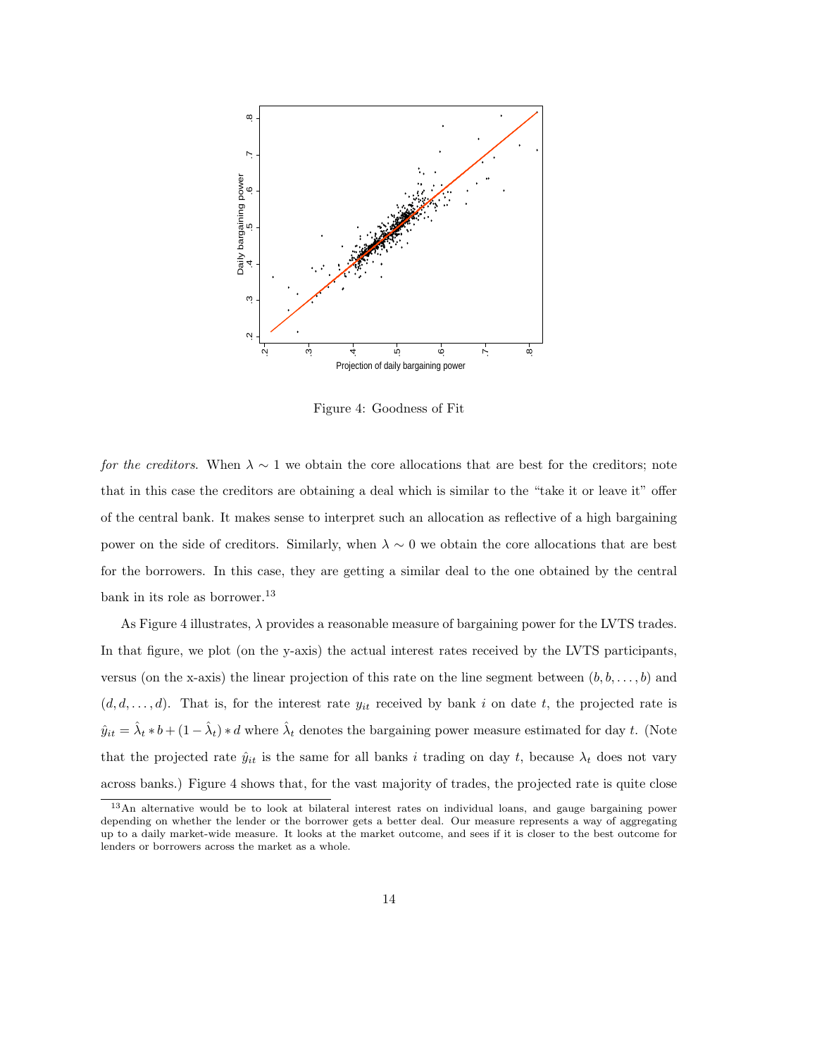Figure 4: Goodness of Fit

*for the creditors.* When $\lambda \sim 1$ we obtain the core allocations that are best for the creditors; note that in this case the creditors are obtaining a deal which is similar to the "take it or leave it" offer of the central bank. It makes sense to interpret such an allocation as reflective of a high bargaining power on the side of creditors. Similarly, when $\lambda \sim 0$ we obtain the core allocations that are best for the borrowers. In this case, they are getting a similar deal to the one obtained by the central bank in its role as borrower.[13]

As Figure 4 illustrates, $\lambda$ provides a reasonable measure of bargaining power for the LVTS trades. In that figure, we plot (on the y-axis) the actual interest rates received by the LVTS participants, versus (on the x-axis) the linear projection of this rate on the line segment between $(b, b, \ldots, b)$ and $(d, d, \ldots, d)$. That is, for the interest rate $y_{it}$ received by bank $i$ on date $t$, the projected rate is $\hat{y}_{it} = \hat{\lambda}_t * b + (1 - \hat{\lambda}_t) * d$ where $\hat{\lambda}_t$ denotes the bargaining power measure estimated for day $t$. (Note that the projected rate $\hat{y}_{it}$ is the same for all banks $i$ trading on day $t$, because $\lambda_t$ does not vary across banks.) Figure 4 shows that, for the vast majority of trades, the projected rate is quite close

[13] An alternative would be to look at bilateral interest rates on individual loans, and gauge bargaining power depending on whether the lender or the borrower gets a better deal. Our measure represents a way of aggregating up to a daily market-wide measure. It looks at the market outcome, and sees if it is closer to the best outcome for lenders or borrowers across the market as a whole.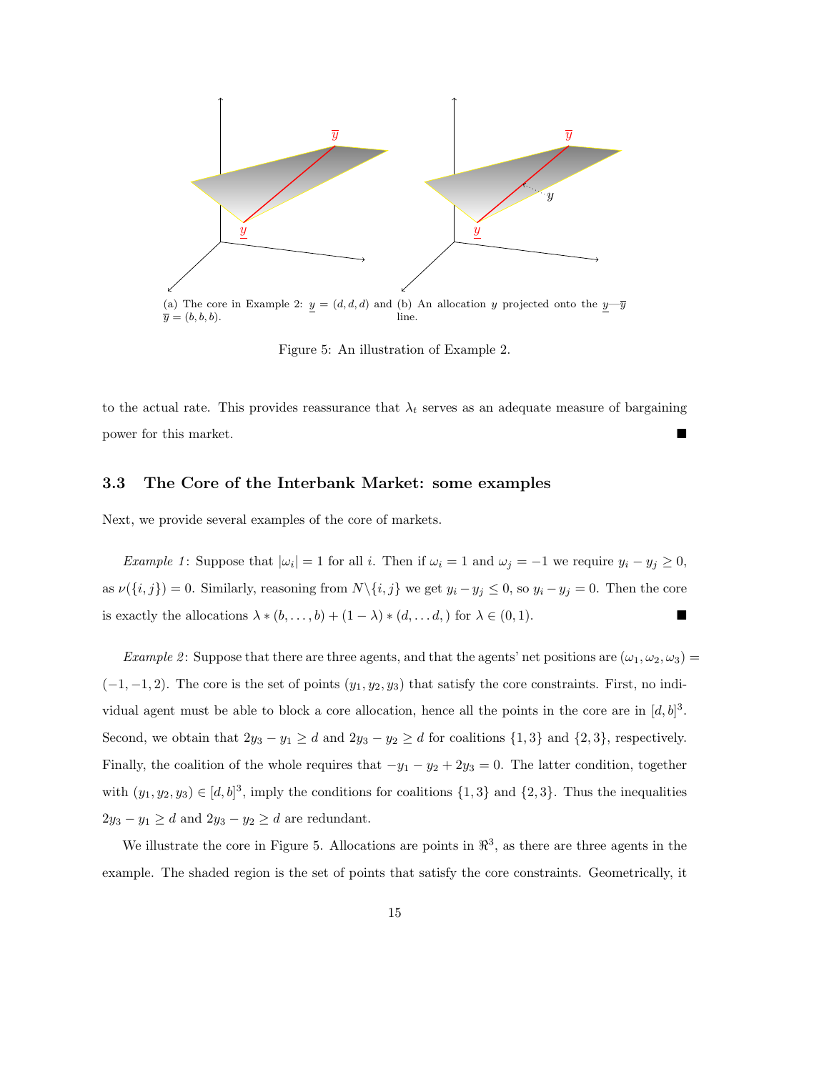(a) The core in Example 2: $\underline{y} = (d, d, d)$ and $\overline{y} = (b, b, b)$.

(b) An allocation $y$ projected onto the $\underline{y}$—$\overline{y}$ line.

Figure 5: An illustration of Example 2.

to the actual rate. This provides reassurance that $\lambda_t$ serves as an adequate measure of bargaining power for this market. ■

### 3.3 The Core of the Interbank Market: some examples

Next, we provide several examples of the core of markets.

*Example 1*: Suppose that $|\omega_i| = 1$ for all $i$. Then if $\omega_i = 1$ and $\omega_j = -1$ we require $y_i - y_j \geq 0$, as $\nu(\{i, j\}) = 0$. Similarly, reasoning from $N \backslash \{i, j\}$ we get $y_i - y_j \leq 0$, so $y_i - y_j = 0$. Then the core is exactly the allocations $\lambda * (b, \ldots, b) + (1 - \lambda) * (d, \ldots d, )$ for $\lambda \in (0, 1)$. ■

*Example 2*: Suppose that there are three agents, and that the agents' net positions are $(\omega_1, \omega_2, \omega_3) = (-1, -1, 2)$. The core is the set of points $(y_1, y_2, y_3)$ that satisfy the core constraints. First, no individual agent must be able to block a core allocation, hence all the points in the core are in $[d, b]^3$. Second, we obtain that $2y_3 - y_1 \geq d$ and $2y_3 - y_2 \geq d$ for coalitions $\{1, 3\}$ and $\{2, 3\}$, respectively. Finally, the coalition of the whole requires that $-y_1 - y_2 + 2y_3 = 0$. The latter condition, together with $(y_1, y_2, y_3) \in [d, b]^3$, imply the conditions for coalitions $\{1, 3\}$ and $\{2, 3\}$. Thus the inequalities $2y_3 - y_1 \geq d$ and $2y_3 - y_2 \geq d$ are redundant.

We illustrate the core in Figure 5. Allocations are points in $\Re^3$, as there are three agents in the example. The shaded region is the set of points that satisfy the core constraints. Geometrically, it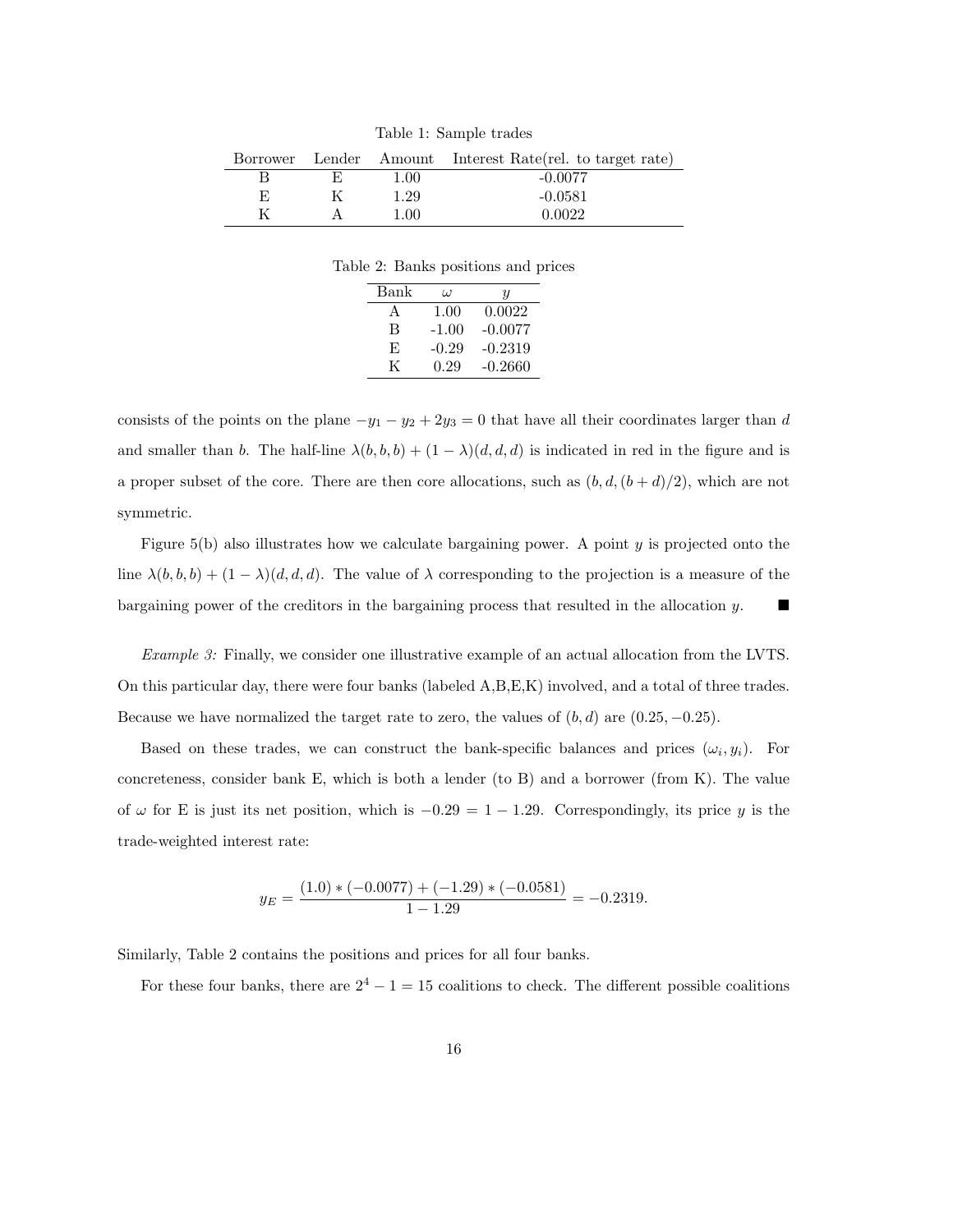Table 1: Sample trades

| Borrower | Lender | Amount | Interest Rate(rel. to target rate) |
|---|---|---|---|
| B | E | 1.00 | -0.0077 |
| E | K | 1.29 | -0.0581 |
| K | A | 1.00 | 0.0022 |

Table 2: Banks positions and prices

| Bank | $\omega$ | $y$ |
|---|---|---|
| A | 1.00 | 0.0022 |
| B | -1.00 | -0.0077 |
| E | -0.29 | -0.2319 |
| K | 0.29 | -0.2660 |

consists of the points on the plane $-y_1 - y_2 + 2y_3 = 0$ that have all their coordinates larger than $d$ and smaller than $b$. The half-line $\lambda(b,b,b) + (1-\lambda)(d,d,d)$ is indicated in red in the figure and is a proper subset of the core. There are then core allocations, such as $(b, d, (b+d)/2)$, which are not symmetric.

Figure 5(b) also illustrates how we calculate bargaining power. A point $y$ is projected onto the line $\lambda(b,b,b) + (1-\lambda)(d,d,d)$. The value of $\lambda$ corresponding to the projection is a measure of the bargaining power of the creditors in the bargaining process that resulted in the allocation $y$. ■

*Example 3:* Finally, we consider one illustrative example of an actual allocation from the LVTS. On this particular day, there were four banks (labeled A,B,E,K) involved, and a total of three trades. Because we have normalized the target rate to zero, the values of $(b, d)$ are $(0.25, -0.25)$.

Based on these trades, we can construct the bank-specific balances and prices $(\omega_i, y_i)$. For concreteness, consider bank E, which is both a lender (to B) and a borrower (from K). The value of $\omega$ for E is just its net position, which is $-0.29 = 1 - 1.29$. Correspondingly, its price $y$ is the trade-weighted interest rate:

$$y_E = \frac{(1.0) * (-0.0077) + (-1.29) * (-0.0581)}{1 - 1.29} = -0.2319.$$

Similarly, Table 2 contains the positions and prices for all four banks.

For these four banks, there are $2^4 - 1 = 15$ coalitions to check. The different possible coalitions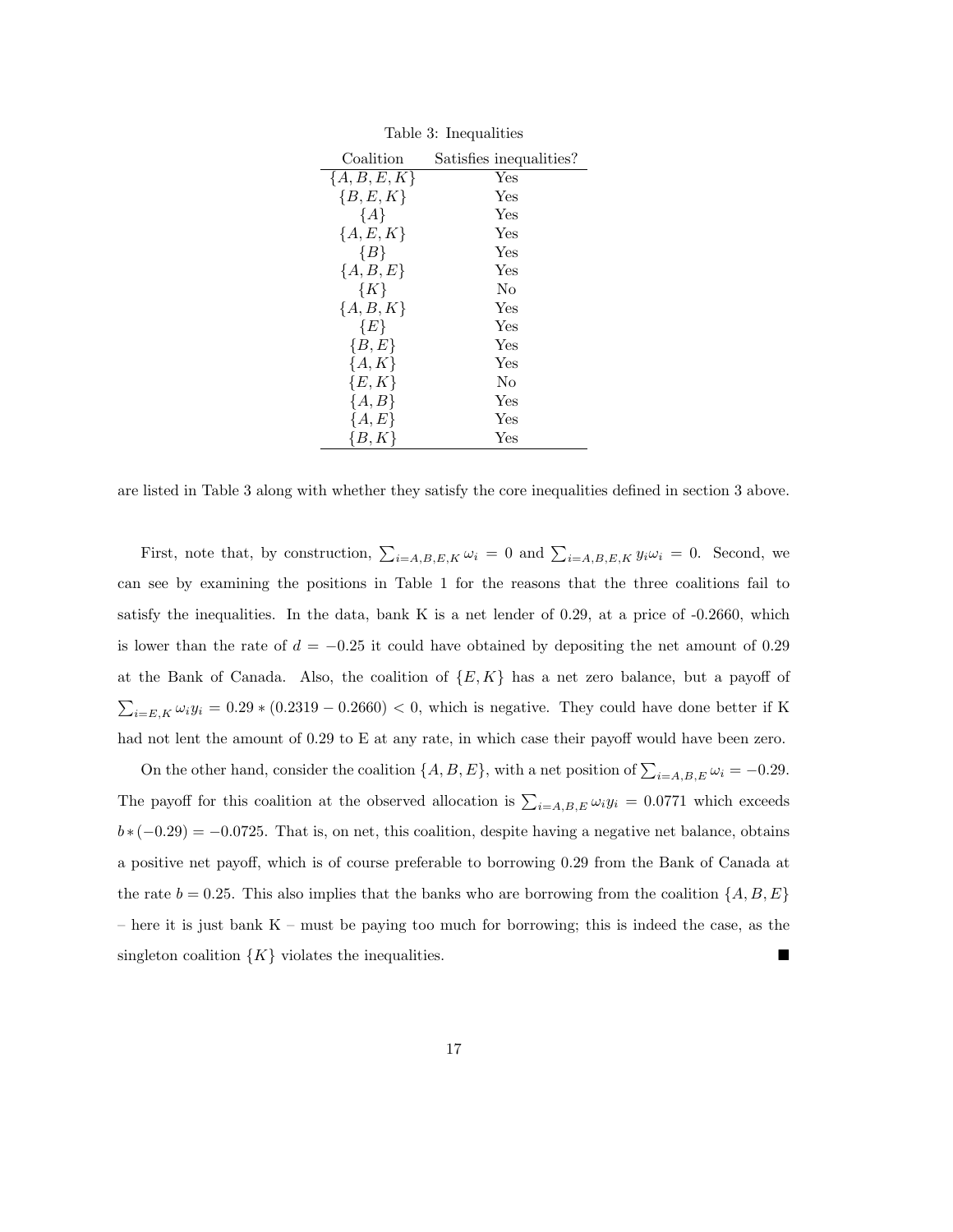Table 3: Inequalities

| Coalition | Satisfies inequalities? |
|---|---|
| $\{A, B, E, K\}$ | Yes |
| $\{B, E, K\}$ | Yes |
| $\{A\}$ | Yes |
| $\{A, E, K\}$ | Yes |
| $\{B\}$ | Yes |
| $\{A, B, E\}$ | Yes |
| $\{K\}$ | No |
| $\{A, B, K\}$ | Yes |
| $\{E\}$ | Yes |
| $\{B, E\}$ | Yes |
| $\{A, K\}$ | Yes |
| $\{E, K\}$ | No |
| $\{A, B\}$ | Yes |
| $\{A, E\}$ | Yes |
| $\{B, K\}$ | Yes |

are listed in Table 3 along with whether they satisfy the core inequalities defined in section 3 above.

First, note that, by construction, $\sum_{i=A,B,E,K} \omega_i = 0$ and $\sum_{i=A,B,E,K} y_i \omega_i = 0$. Second, we can see by examining the positions in Table 1 for the reasons that the three coalitions fail to satisfy the inequalities. In the data, bank K is a net lender of 0.29, at a price of -0.2660, which is lower than the rate of $d = -0.25$ it could have obtained by depositing the net amount of 0.29 at the Bank of Canada. Also, the coalition of $\{E, K\}$ has a net zero balance, but a payoff of $\sum_{i=E,K} \omega_i y_i = 0.29 * (0.2319 - 0.2660) < 0$, which is negative. They could have done better if K had not lent the amount of 0.29 to E at any rate, in which case their payoff would have been zero.

On the other hand, consider the coalition $\{A, B, E\}$, with a net position of $\sum_{i=A,B,E} \omega_i = -0.29$. The payoff for this coalition at the observed allocation is $\sum_{i=A,B,E} \omega_i y_i = 0.0771$ which exceeds $b * (-0.29) = -0.0725$. That is, on net, this coalition, despite having a negative net balance, obtains a positive net payoff, which is of course preferable to borrowing 0.29 from the Bank of Canada at the rate $b = 0.25$. This also implies that the banks who are borrowing from the coalition $\{A, B, E\}$ – here it is just bank K – must be paying too much for borrowing; this is indeed the case, as the singleton coalition $\{K\}$ violates the inequalities. ■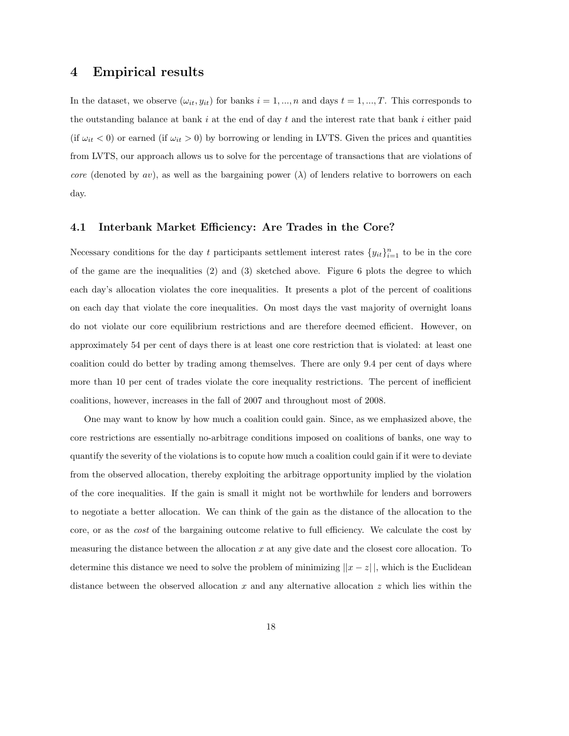# 4 Empirical results

In the dataset, we observe $(\omega_{it}, y_{it})$ for banks $i = 1, ..., n$ and days $t = 1, ..., T$. This corresponds to the outstanding balance at bank $i$ at the end of day $t$ and the interest rate that bank $i$ either paid (if $\omega_{it} < 0$) or earned (if $\omega_{it} > 0$) by borrowing or lending in LVTS. Given the prices and quantities from LVTS, our approach allows us to solve for the percentage of transactions that are violations of *core* (denoted by $av$), as well as the bargaining power ($\lambda$) of lenders relative to borrowers on each day.

## 4.1 Interbank Market Efficiency: Are Trades in the Core?

Necessary conditions for the day $t$ participants settlement interest rates $\{y_{it}\}_{i=1}^{n}$ to be in the core of the game are the inequalities (2) and (3) sketched above. Figure 6 plots the degree to which each day's allocation violates the core inequalities. It presents a plot of the percent of coalitions on each day that violate the core inequalities. On most days the vast majority of overnight loans do not violate our core equilibrium restrictions and are therefore deemed efficient. However, on approximately 54 per cent of days there is at least one core restriction that is violated: at least one coalition could do better by trading among themselves. There are only 9.4 per cent of days where more than 10 per cent of trades violate the core inequality restrictions. The percent of inefficient coalitions, however, increases in the fall of 2007 and throughout most of 2008.

One may want to know by how much a coalition could gain. Since, as we emphasized above, the core restrictions are essentially no-arbitrage conditions imposed on coalitions of banks, one way to quantify the severity of the violations is to copute how much a coalition could gain if it were to deviate from the observed allocation, thereby exploiting the arbitrage opportunity implied by the violation of the core inequalities. If the gain is small it might not be worthwhile for lenders and borrowers to negotiate a better allocation. We can think of the gain as the distance of the allocation to the core, or as the *cost* of the bargaining outcome relative to full efficiency. We calculate the cost by measuring the distance between the allocation $x$ at any give date and the closest core allocation. To determine this distance we need to solve the problem of minimizing $||x - z||$, which is the Euclidean distance between the observed allocation $x$ and any alternative allocation $z$ which lies within the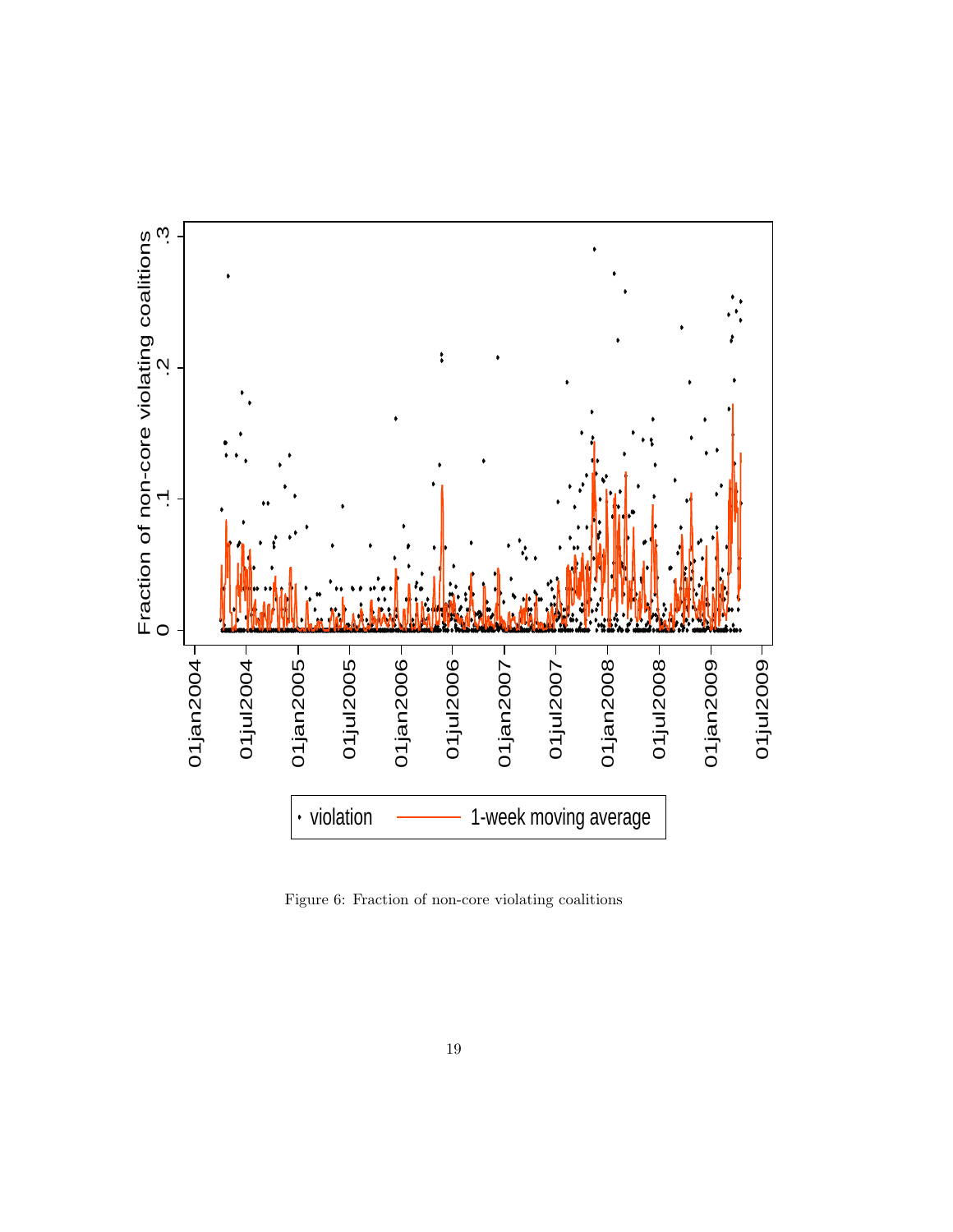Figure 6: Fraction of non-core violating coalitions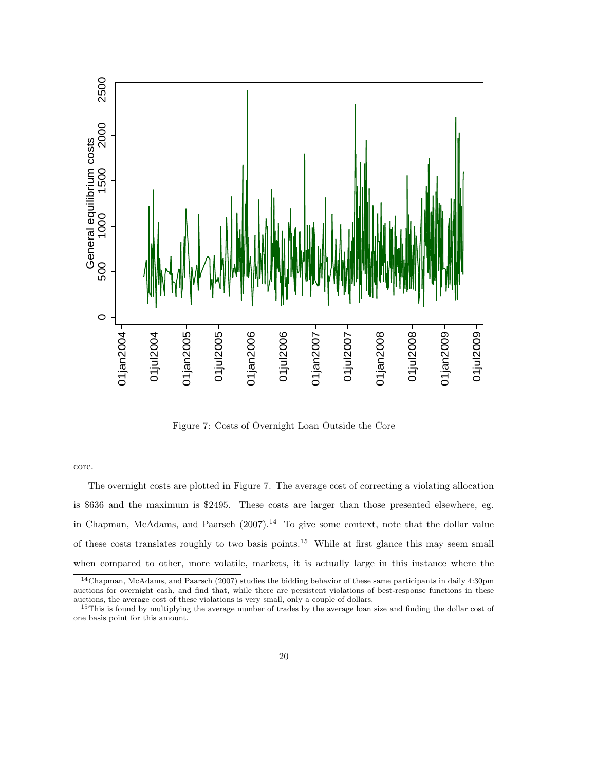Figure 7: Costs of Overnight Loan Outside the Core

core.

The overnight costs are plotted in Figure 7. The average cost of correcting a violating allocation is \$636 and the maximum is \$2495. These costs are larger than those presented elsewhere, eg. in Chapman, McAdams, and Paarsch (2007).[14] To give some context, note that the dollar value of these costs translates roughly to two basis points.[15] While at first glance this may seem small when compared to other, more volatile, markets, it is actually large in this instance where the

[14] Chapman, McAdams, and Paarsch (2007) studies the bidding behavior of these same participants in daily 4:30pm auctions for overnight cash, and find that, while there are persistent violations of best-response functions in these auctions, the average cost of these violations is very small, only a couple of dollars.

[15] This is found by multiplying the average number of trades by the average loan size and finding the dollar cost of one basis point for this amount.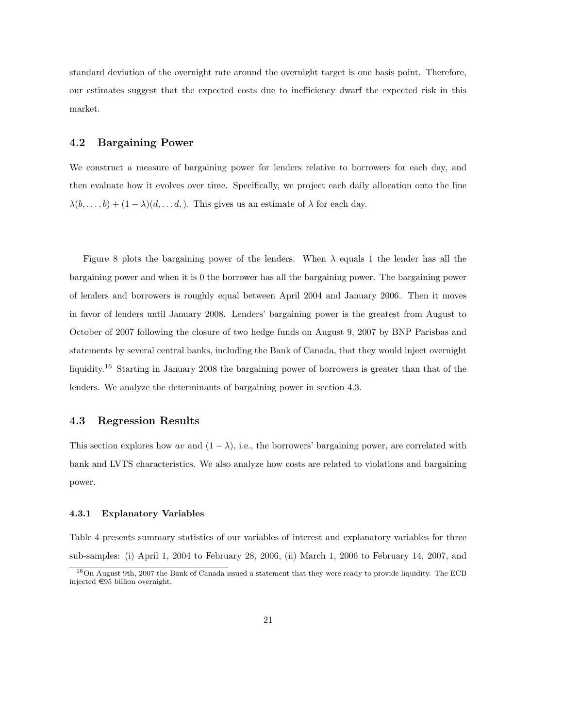standard deviation of the overnight rate around the overnight target is one basis point. Therefore, our estimates suggest that the expected costs due to inefficiency dwarf the expected risk in this market.

## 4.2 Bargaining Power

We construct a measure of bargaining power for lenders relative to borrowers for each day, and then evaluate how it evolves over time. Specifically, we project each daily allocation onto the line $\lambda(b, \ldots, b) + (1-\lambda)(d, \ldots d, )$. This gives us an estimate of $\lambda$ for each day.

Figure 8 plots the bargaining power of the lenders. When $\lambda$ equals 1 the lender has all the bargaining power and when it is 0 the borrower has all the bargaining power. The bargaining power of lenders and borrowers is roughly equal between April 2004 and January 2006. Then it moves in favor of lenders until January 2008. Lenders' bargaining power is the greatest from August to October of 2007 following the closure of two hedge funds on August 9, 2007 by BNP Parisbas and statements by several central banks, including the Bank of Canada, that they would inject overnight liquidity.[16] Starting in January 2008 the bargaining power of borrowers is greater than that of the lenders. We analyze the determinants of bargaining power in section 4.3.

## 4.3 Regression Results

This section explores how $av$ and $(1 - \lambda)$, i.e., the borrowers' bargaining power, are correlated with bank and LVTS characteristics. We also analyze how costs are related to violations and bargaining power.

### 4.3.1 Explanatory Variables

Table 4 presents summary statistics of our variables of interest and explanatory variables for three sub-samples: (i) April 1, 2004 to February 28, 2006, (ii) March 1, 2006 to February 14, 2007, and

[16] On August 9th, 2007 the Bank of Canada issued a statement that they were ready to provide liquidity. The ECB injected €95 billion overnight.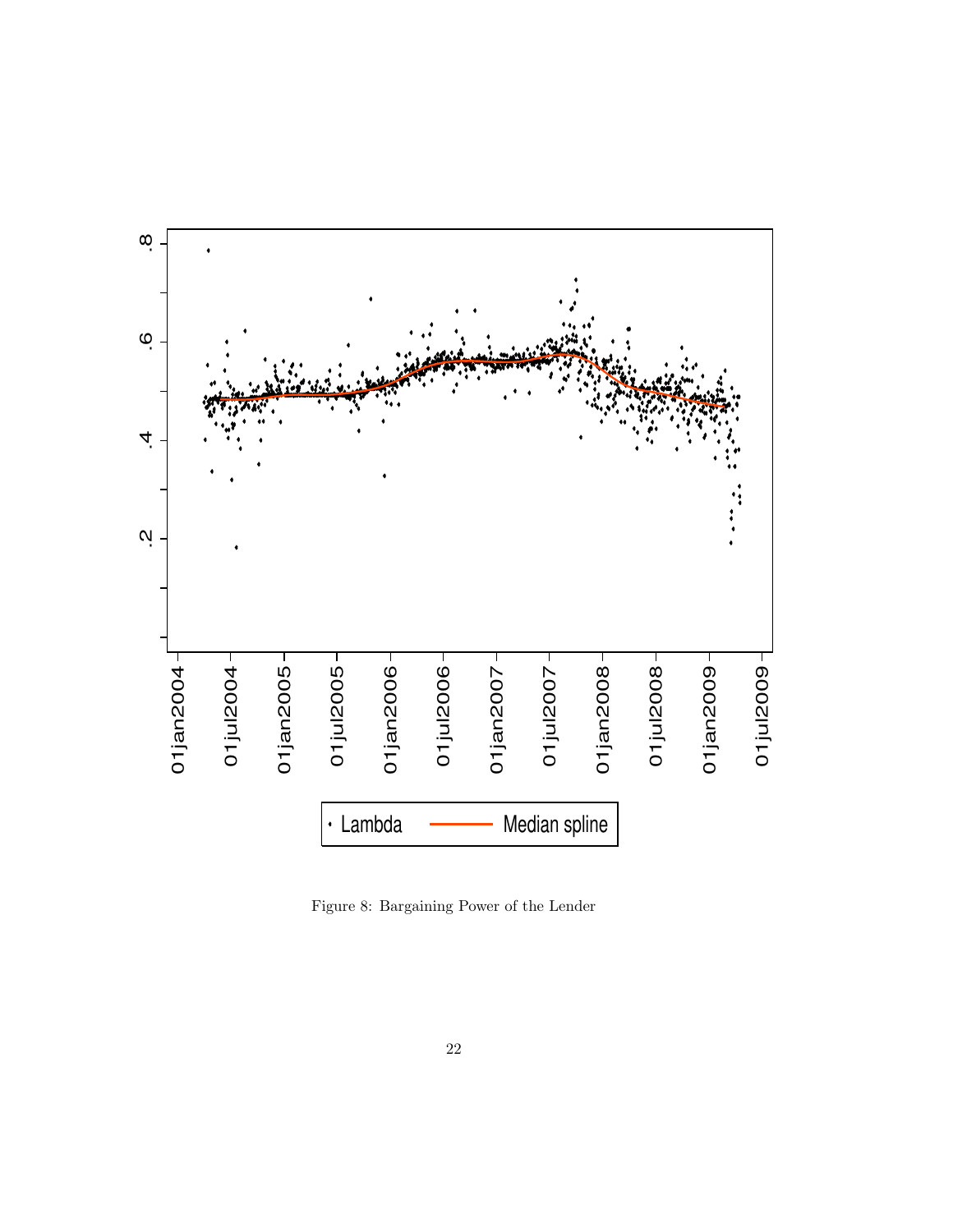Figure 8: Bargaining Power of the Lender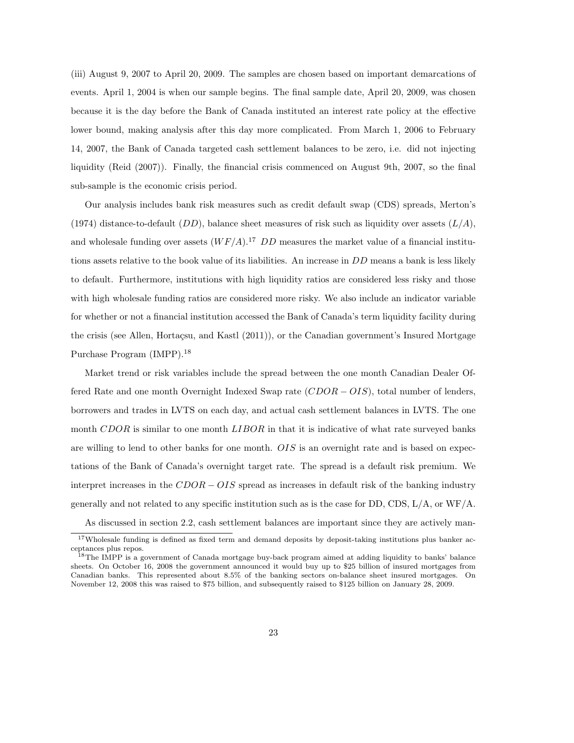(iii) August 9, 2007 to April 20, 2009. The samples are chosen based on important demarcations of events. April 1, 2004 is when our sample begins. The final sample date, April 20, 2009, was chosen because it is the day before the Bank of Canada instituted an interest rate policy at the effective lower bound, making analysis after this day more complicated. From March 1, 2006 to February 14, 2007, the Bank of Canada targeted cash settlement balances to be zero, i.e. did not injecting liquidity (Reid (2007)). Finally, the financial crisis commenced on August 9th, 2007, so the final sub-sample is the economic crisis period.

Our analysis includes bank risk measures such as credit default swap (CDS) spreads, Merton's (1974) distance-to-default ($DD$), balance sheet measures of risk such as liquidity over assets ($L/A$), and wholesale funding over assets ($WF/A$).[17] $DD$ measures the market value of a financial institutions assets relative to the book value of its liabilities. An increase in $DD$ means a bank is less likely to default. Furthermore, institutions with high liquidity ratios are considered less risky and those with high wholesale funding ratios are considered more risky. We also include an indicator variable for whether or not a financial institution accessed the Bank of Canada's term liquidity facility during the crisis (see Allen, Hortaçsu, and Kastl (2011)), or the Canadian government's Insured Mortgage Purchase Program (IMPP).[18]

Market trend or risk variables include the spread between the one month Canadian Dealer Offered Rate and one month Overnight Indexed Swap rate ($CDOR - OIS$), total number of lenders, borrowers and trades in LVTS on each day, and actual cash settlement balances in LVTS. The one month $CDOR$ is similar to one month $LIBOR$ in that it is indicative of what rate surveyed banks are willing to lend to other banks for one month. $OIS$ is an overnight rate and is based on expectations of the Bank of Canada's overnight target rate. The spread is a default risk premium. We interpret increases in the $CDOR - OIS$ spread as increases in default risk of the banking industry generally and not related to any specific institution such as is the case for DD, CDS, L/A, or WF/A.

As discussed in section 2.2, cash settlement balances are important since they are actively man-

[17] Wholesale funding is defined as fixed term and demand deposits by deposit-taking institutions plus banker acceptances plus repos.

[18] The IMPP is a government of Canada mortgage buy-back program aimed at adding liquidity to banks' balance sheets. On October 16, 2008 the government announced it would buy up to \$25 billion of insured mortgages from Canadian banks. This represented about 8.5% of the banking sectors on-balance sheet insured mortgages. On November 12, 2008 this was raised to \$75 billion, and subsequently raised to \$125 billion on January 28, 2009.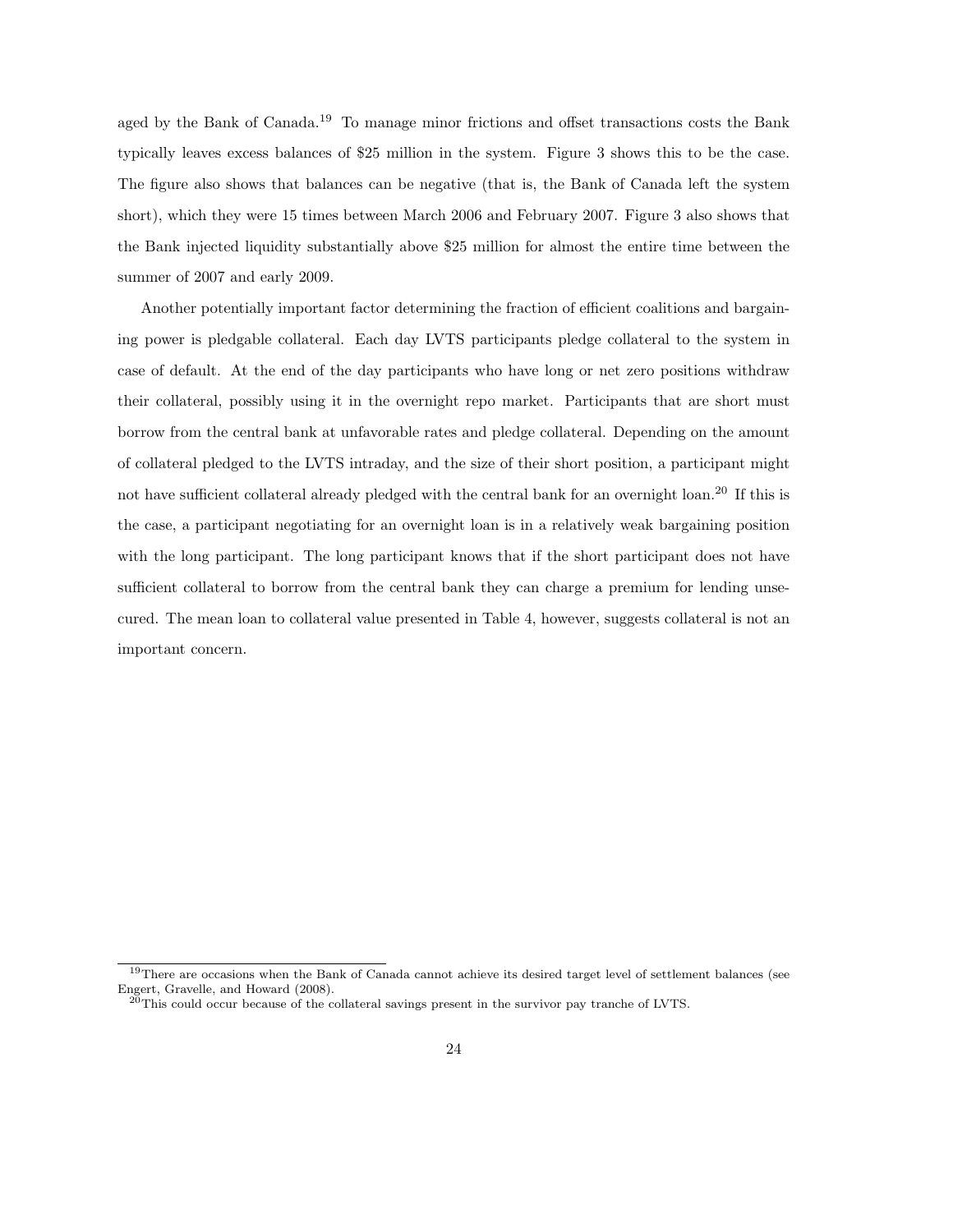aged by the Bank of Canada.[19] To manage minor frictions and offset transactions costs the Bank typically leaves excess balances of $25 million in the system. Figure 3 shows this to be the case. The figure also shows that balances can be negative (that is, the Bank of Canada left the system short), which they were 15 times between March 2006 and February 2007. Figure 3 also shows that the Bank injected liquidity substantially above $25 million for almost the entire time between the summer of 2007 and early 2009.

Another potentially important factor determining the fraction of efficient coalitions and bargaining power is pledgable collateral. Each day LVTS participants pledge collateral to the system in case of default. At the end of the day participants who have long or net zero positions withdraw their collateral, possibly using it in the overnight repo market. Participants that are short must borrow from the central bank at unfavorable rates and pledge collateral. Depending on the amount of collateral pledged to the LVTS intraday, and the size of their short position, a participant might not have sufficient collateral already pledged with the central bank for an overnight loan.[20] If this is the case, a participant negotiating for an overnight loan is in a relatively weak bargaining position with the long participant. The long participant knows that if the short participant does not have sufficient collateral to borrow from the central bank they can charge a premium for lending unsecured. The mean loan to collateral value presented in Table 4, however, suggests collateral is not an important concern.

[19] There are occasions when the Bank of Canada cannot achieve its desired target level of settlement balances (see Engert, Gravelle, and Howard (2008).

[20] This could occur because of the collateral savings present in the survivor pay tranche of LVTS.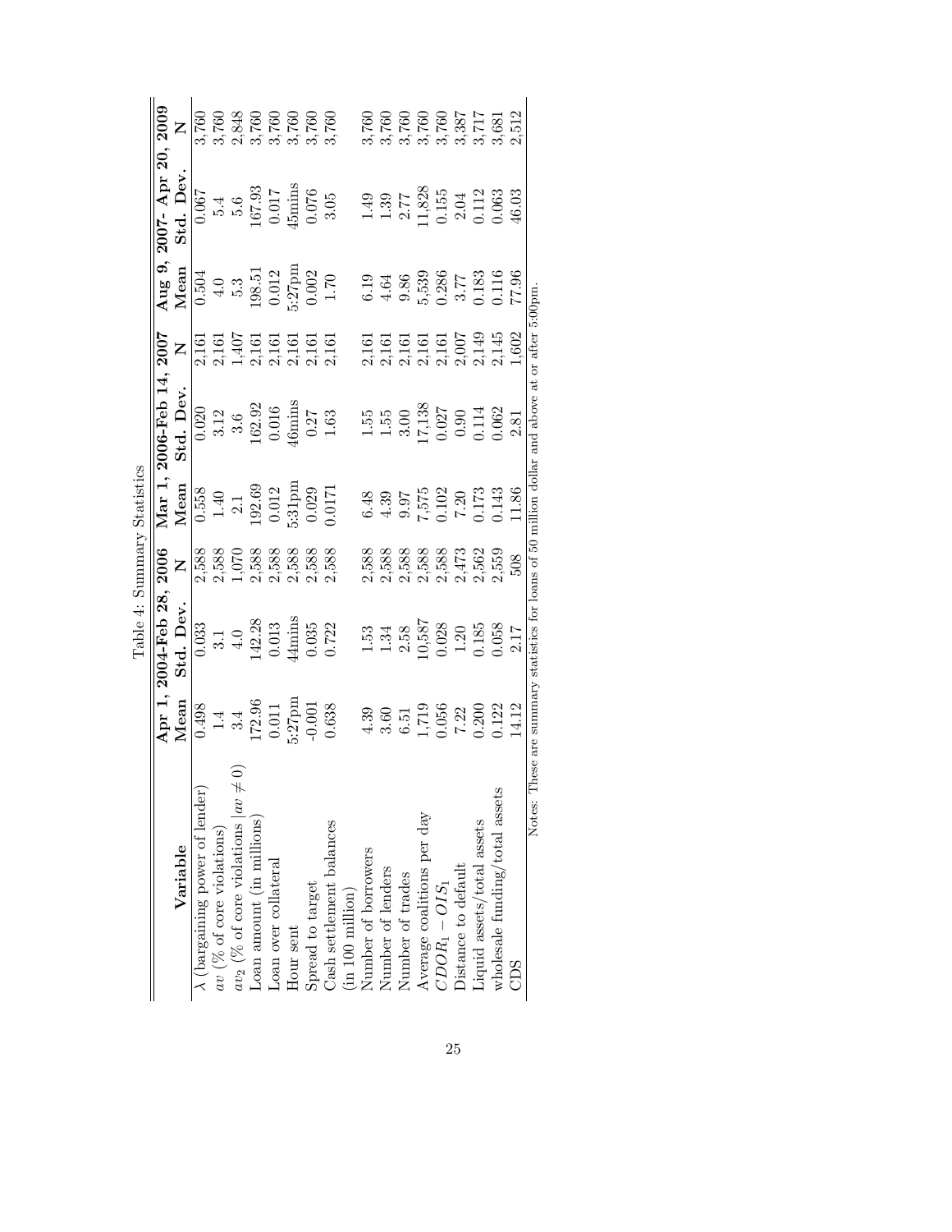Table 4: Summary Statistics

| Variable | Apr 1, 2004-Feb 28, 2006 | | | Mar 1, 2006-Feb 14, 2007 | | | Aug 9, 2007- Apr 20, 2009 | | |
|---|---|---|---|---|---|---|---|---|---|
| | **Mean** | **Std. Dev.** | **N** | **Mean** | **Std. Dev.** | **N** | **Mean** | **Std. Dev.** | **N** |
| $\lambda$ (bargaining power of lender) | 0.498 | 0.033 | 2,588 | 0.558 | 0.020 | 2,161 | 0.504 | 0.067 | 3,760 |
| $av$ (% of core violations) | 1.4 | 3.1 | 2,588 | 1.40 | 3.12 | 2,161 | 4.0 | 5.4 | 3,760 |
| $av_2$ (% of core violations $\|av \neq 0$) | 3.4 | 4.0 | 1,070 | 2.1 | 3.6 | 1,407 | 5.3 | 5.6 | 2,848 |
| Loan amount (in millions) | 172.96 | 142.28 | 2,588 | 192.69 | 162.92 | 2,161 | 198.51 | 167.93 | 3,760 |
| Loan over collateral | 0.011 | 0.013 | 2,588 | 0.012 | 0.016 | 2,161 | 0.012 | 0.017 | 3,760 |
| Hour sent | 5:27pm | 44mins | 2,588 | 5:31pm | 46mins | 2,161 | 5:27pm | 45mins | 3,760 |
| Spread to target | -0.001 | 0.035 | 2,588 | 0.029 | 0.27 | 2,161 | 0.002 | 0.076 | 3,760 |
| Cash settlement balances | 0.638 | 0.722 | 2,588 | 0.0171 | 1.63 | 2,161 | 1.70 | 3.05 | 3,760 |
| (in 100 million) | | | | | | | | | |
| Number of borrowers | 4.39 | 1.53 | 2,588 | 6.48 | 1.55 | 2,161 | 6.19 | 1.49 | 3,760 |
| Number of lenders | 3.60 | 1.34 | 2,588 | 4.39 | 1.55 | 2,161 | 4.64 | 1.39 | 3,760 |
| Number of trades | 6.51 | 2.58 | 2,588 | 9.97 | 3.00 | 2,161 | 9.86 | 2.77 | 3,760 |
| Average coalitions per day | 1,719 | 10,587 | 2,588 | 7,575 | 17,138 | 2,161 | 5,539 | 11,828 | 3,760 |
| $CDOR_1 - OIS_1$ | 0.056 | 0.028 | 2,588 | 0.102 | 0.027 | 2,161 | 0.286 | 0.155 | 3,760 |
| Distance to default | 7.22 | 1.20 | 2,473 | 7.20 | 0.90 | 2,007 | 3.77 | 2.04 | 3,387 |
| Liquid assets/total assets | 0.200 | 0.185 | 2,562 | 0.173 | 0.114 | 2,149 | 0.183 | 0.112 | 3,717 |
| wholesale funding/total assets | 0.122 | 0.058 | 2,559 | 0.143 | 0.062 | 2,145 | 0.116 | 0.063 | 3,681 |
| CDS | 14.12 | 2.17 | 508 | 11.86 | 2.81 | 1,602 | 77.96 | 46.03 | 2,512 |

Notes: These are summary statistics for loans of 50 million dollar and above at or after 5:00pm.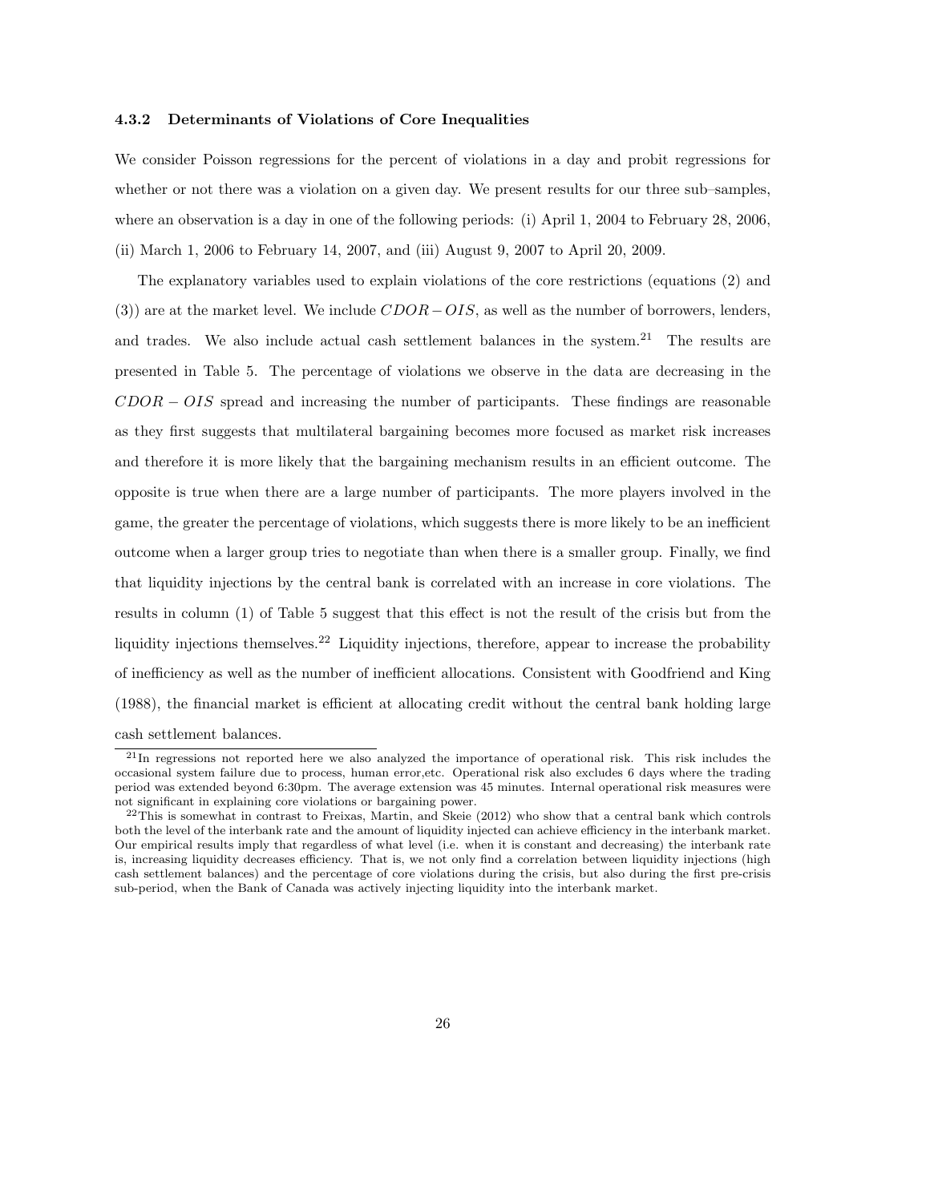#### 4.3.2 Determinants of Violations of Core Inequalities

We consider Poisson regressions for the percent of violations in a day and probit regressions for whether or not there was a violation on a given day. We present results for our three sub–samples, where an observation is a day in one of the following periods: (i) April 1, 2004 to February 28, 2006, (ii) March 1, 2006 to February 14, 2007, and (iii) August 9, 2007 to April 20, 2009.

The explanatory variables used to explain violations of the core restrictions (equations (2) and (3)) are at the market level. We include $CDOR - OIS$, as well as the number of borrowers, lenders, and trades. We also include actual cash settlement balances in the system.[21] The results are presented in Table 5. The percentage of violations we observe in the data are decreasing in the $CDOR - OIS$ spread and increasing the number of participants. These findings are reasonable as they first suggests that multilateral bargaining becomes more focused as market risk increases and therefore it is more likely that the bargaining mechanism results in an efficient outcome. The opposite is true when there are a large number of participants. The more players involved in the game, the greater the percentage of violations, which suggests there is more likely to be an inefficient outcome when a larger group tries to negotiate than when there is a smaller group. Finally, we find that liquidity injections by the central bank is correlated with an increase in core violations. The results in column (1) of Table 5 suggest that this effect is not the result of the crisis but from the liquidity injections themselves.[22] Liquidity injections, therefore, appear to increase the probability of inefficiency as well as the number of inefficient allocations. Consistent with Goodfriend and King (1988), the financial market is efficient at allocating credit without the central bank holding large cash settlement balances.

[21] In regressions not reported here we also analyzed the importance of operational risk. This risk includes the occasional system failure due to process, human error,etc. Operational risk also excludes 6 days where the trading period was extended beyond 6:30pm. The average extension was 45 minutes. Internal operational risk measures were not significant in explaining core violations or bargaining power.

[22] This is somewhat in contrast to Freixas, Martin, and Skeie (2012) who show that a central bank which controls both the level of the interbank rate and the amount of liquidity injected can achieve efficiency in the interbank market. Our empirical results imply that regardless of what level (i.e. when it is constant and decreasing) the interbank rate is, increasing liquidity decreases efficiency. That is, we not only find a correlation between liquidity injections (high cash settlement balances) and the percentage of core violations during the crisis, but also during the first pre-crisis sub-period, when the Bank of Canada was actively injecting liquidity into the interbank market.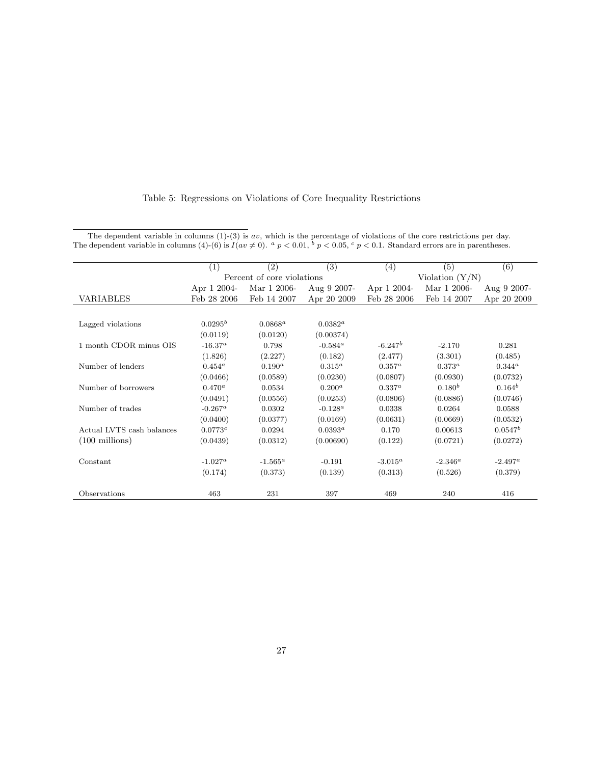Table 5: Regressions on Violations of Core Inequality Restrictions

The dependent variable in columns (1)-(3) is $av$, which is the percentage of violations of the core restrictions per day. The dependent variable in columns (4)-(6) is $I(av \neq 0)$. $^a$ $p < 0.01$, $^b$ $p < 0.05$, $^c$ $p < 0.1$. Standard errors are in parentheses.

| | (1) | (2) | (3) | (4) | (5) | (6) |
|---|---|---|---|---|---|---|
| | Percent of core violations | | | Violation (Y/N) | | |
| | Apr 1 2004- | Mar 1 2006- | Aug 9 2007- | Apr 1 2004- | Mar 1 2006- | Aug 9 2007- |
| VARIABLES | Feb 28 2006 | Feb 14 2007 | Apr 20 2009 | Feb 28 2006 | Feb 14 2007 | Apr 20 2009 |
| Lagged violations | $0.0295^b$ | $0.0868^a$ | $0.0382^a$ | | | |
| | (0.0119) | (0.0120) | (0.00374) | | | |
| 1 month CDOR minus OIS | $-16.37^a$ | 0.798 | $-0.584^a$ | $-6.247^b$ | -2.170 | 0.281 |
| | (1.826) | (2.227) | (0.182) | (2.477) | (3.301) | (0.485) |
| Number of lenders | $0.454^a$ | $0.190^a$ | $0.315^a$ | $0.357^a$ | $0.373^a$ | $0.344^a$ |
| | (0.0466) | (0.0589) | (0.0230) | (0.0807) | (0.0930) | (0.0732) |
| Number of borrowers | $0.470^a$ | 0.0534 | $0.200^a$ | $0.337^a$ | $0.180^b$ | $0.164^b$ |
| | (0.0491) | (0.0556) | (0.0253) | (0.0806) | (0.0886) | (0.0746) |
| Number of trades | $-0.267^a$ | 0.0302 | $-0.128^a$ | 0.0338 | 0.0264 | 0.0588 |
| | (0.0400) | (0.0377) | (0.0169) | (0.0631) | (0.0669) | (0.0532) |
| Actual LVTS cash balances | $0.0773^c$ | 0.0294 | $0.0393^a$ | 0.170 | 0.00613 | $0.0547^b$ |
| (100 millions) | (0.0439) | (0.0312) | (0.00690) | (0.122) | (0.0721) | (0.0272) |
| Constant | $-1.027^a$ | $-1.565^a$ | -0.191 | $-3.015^a$ | $-2.346^a$ | $-2.497^a$ |
| | (0.174) | (0.373) | (0.139) | (0.313) | (0.526) | (0.379) |
| Observations | 463 | 231 | 397 | 469 | 240 | 416 |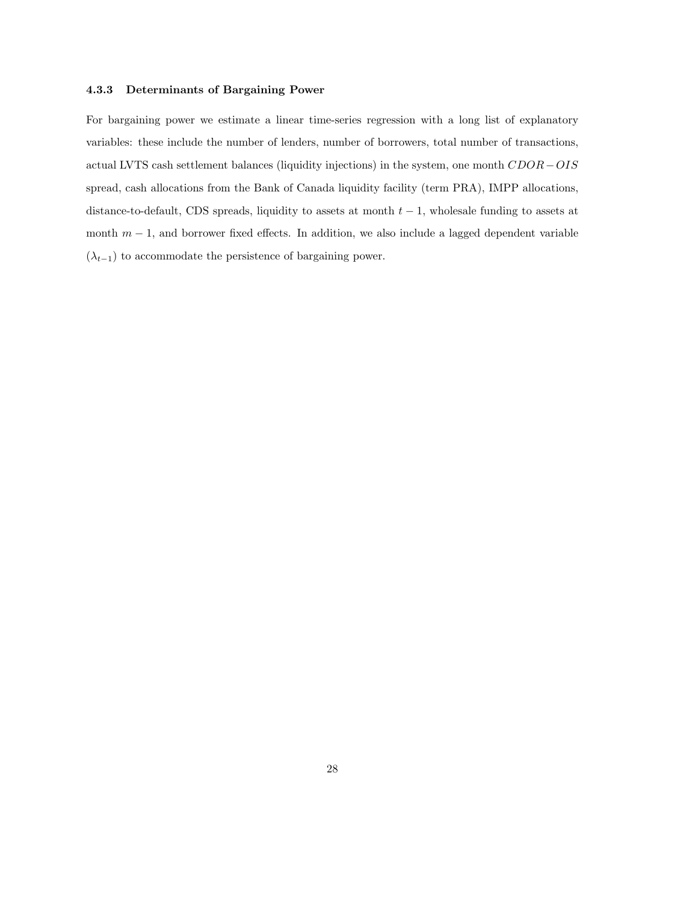### 4.3.3 Determinants of Bargaining Power

For bargaining power we estimate a linear time-series regression with a long list of explanatory variables: these include the number of lenders, number of borrowers, total number of transactions, actual LVTS cash settlement balances (liquidity injections) in the system, one month $CDOR-OIS$ spread, cash allocations from the Bank of Canada liquidity facility (term PRA), IMPP allocations, distance-to-default, CDS spreads, liquidity to assets at month $t-1$, wholesale funding to assets at month $m-1$, and borrower fixed effects. In addition, we also include a lagged dependent variable ($\lambda_{t-1}$) to accommodate the persistence of bargaining power.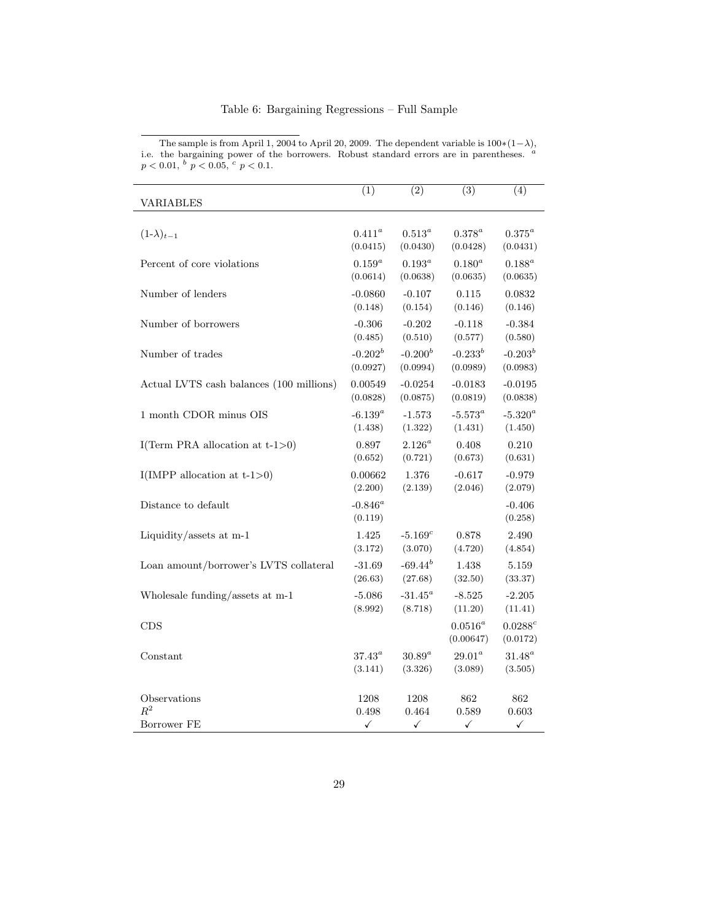Table 6: Bargaining Regressions – Full Sample

The sample is from April 1, 2004 to April 20, 2009. The dependent variable is $100*(1-\lambda)$, i.e. the bargaining power of the borrowers. Robust standard errors are in parentheses. [a] $p < 0.01$, [b] $p < 0.05$, [c] $p < 0.1$.

| VARIABLES | (1) | (2) | (3) | (4) |
|---|---|---|---|---|
| $(1-\lambda)_{t-1}$ | $0.411^a$ | $0.513^a$ | $0.378^a$ | $0.375^a$ |
| | (0.0415) | (0.0430) | (0.0428) | (0.0431) |
| Percent of core violations | $0.159^a$ | $0.193^a$ | $0.180^a$ | $0.188^a$ |
| | (0.0614) | (0.0638) | (0.0635) | (0.0635) |
| Number of lenders | -0.0860 | -0.107 | 0.115 | 0.0832 |
| | (0.148) | (0.154) | (0.146) | (0.146) |
| Number of borrowers | -0.306 | -0.202 | -0.118 | -0.384 |
| | (0.485) | (0.510) | (0.577) | (0.580) |
| Number of trades | $-0.202^b$ | $-0.200^b$ | $-0.233^b$ | $-0.203^b$ |
| | (0.0927) | (0.0994) | (0.0989) | (0.0983) |
| Actual LVTS cash balances (100 millions) | 0.00549 | -0.0254 | -0.0183 | -0.0195 |
| | (0.0828) | (0.0875) | (0.0819) | (0.0838) |
| 1 month CDOR minus OIS | $-6.139^a$ | -1.573 | $-5.573^a$ | $-5.320^a$ |
| | (1.438) | (1.322) | (1.431) | (1.450) |
| I(Term PRA allocation at t-1>0) | 0.897 | $2.126^a$ | 0.408 | 0.210 |
| | (0.652) | (0.721) | (0.673) | (0.631) |
| I(IMPP allocation at t-1>0) | 0.00662 | 1.376 | -0.617 | -0.979 |
| | (2.200) | (2.139) | (2.046) | (2.079) |
| Distance to default | $-0.846^a$ | | | -0.406 |
| | (0.119) | | | (0.258) |
| Liquidity/assets at m-1 | 1.425 | $-5.169^c$ | 0.878 | 2.490 |
| | (3.172) | (3.070) | (4.720) | (4.854) |
| Loan amount/borrower's LVTS collateral | -31.69 | $-69.44^b$ | 1.438 | 5.159 |
| | (26.63) | (27.68) | (32.50) | (33.37) |
| Wholesale funding/assets at m-1 | -5.086 | $-31.45^a$ | -8.525 | -2.205 |
| | (8.992) | (8.718) | (11.20) | (11.41) |
| CDS | | | $0.0516^a$ | $0.0288^c$ |
| | | | (0.00647) | (0.0172) |
| Constant | $37.43^a$ | $30.89^a$ | $29.01^a$ | $31.48^a$ |
| | (3.141) | (3.326) | (3.089) | (3.505) |
| Observations | 1208 | 1208 | 862 | 862 |
| $R^2$ | 0.498 | 0.464 | 0.589 | 0.603 |
| Borrower FE | ✓ | ✓ | ✓ | ✓ |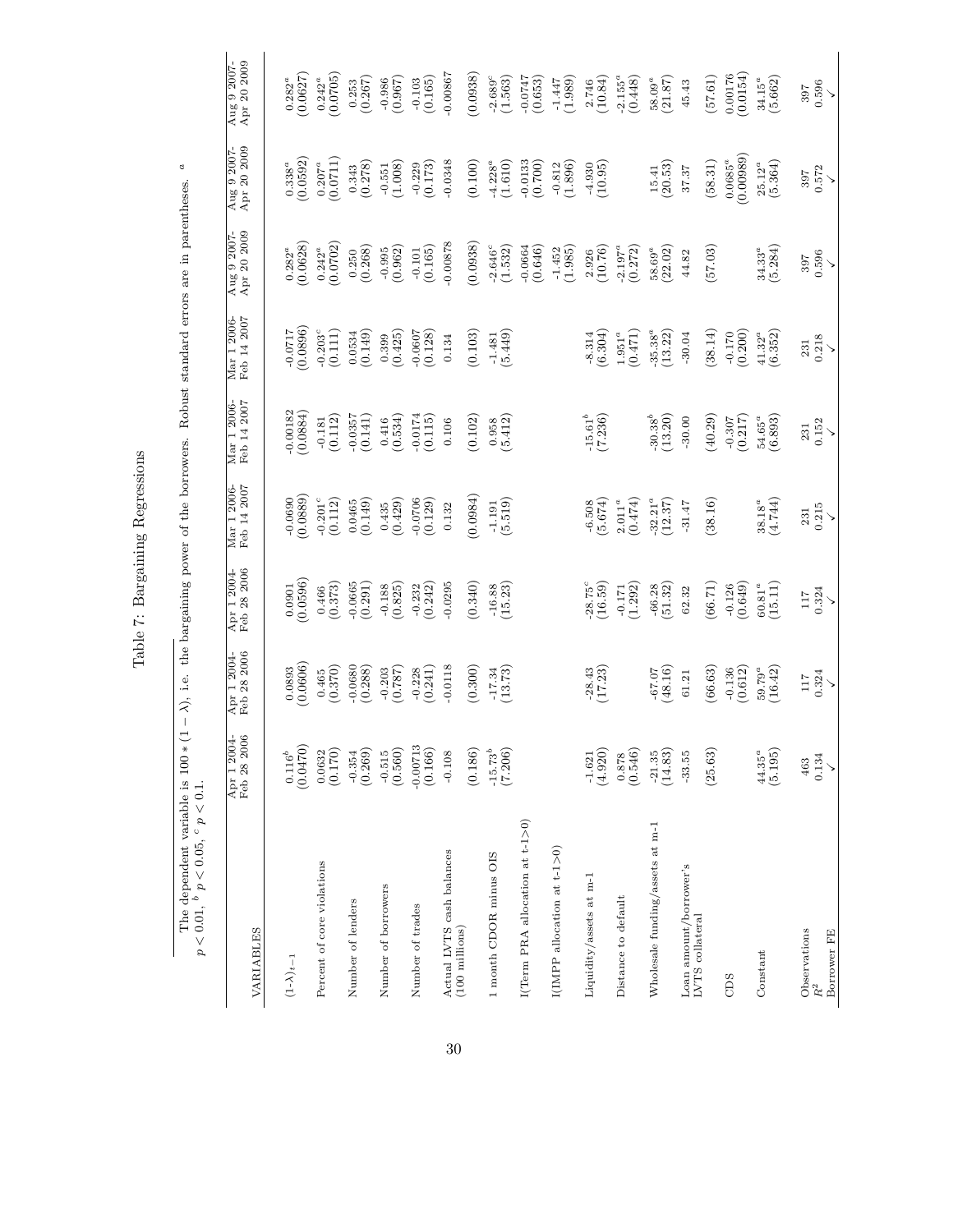# Table 7: Bargaining Regressions

The dependent variable is $100 * (1 - \lambda)$, i.e. the bargaining power of the borrowers. Robust standard errors are in parentheses. [a] $p < 0.01$, [b] $p < 0.05$, [c] $p < 0.1$.

| VARIABLES | Apr 1 2004-Feb 28 2006 | Apr 1 2004-Feb 28 2006 | Apr 1 2004-Feb 28 2006 | Mar 1 2006-Feb 14 2007 | Mar 1 2006-Feb 14 2007 | Mar 1 2006-Feb 14 2007 | Aug 9 2007-Apr 20 2009 | Aug 9 2007-Apr 20 2009 | Aug 9 2007-Apr 20 2009 |
|---|---|---|---|---|---|---|---|---|---|
| $(1\text{-}\lambda)_{t-1}$ | 0.116[b] | 0.0893 | 0.0901 | -0.0690 | -0.00182 | -0.0717 | 0.282[a] | 0.338[a] | 0.282[a] |
| | (0.0470) | (0.0606) | (0.0596) | (0.0889) | (0.0884) | (0.0896) | (0.0628) | (0.0592) | (0.0627) |
| Percent of core violations | 0.0632 | 0.465 | 0.466 | -0.201[c] | -0.181 | -0.203[c] | 0.242[a] | 0.207[a] | 0.242[a] |
| | (0.170) | (0.370) | (0.373) | (0.112) | (0.112) | (0.111) | (0.0702) | (0.0711) | (0.0705) |
| Number of lenders | -0.354 | -0.0680 | -0.0665 | 0.0465 | -0.0357 | 0.0534 | 0.250 | 0.343 | 0.253 |
| | (0.269) | (0.288) | (0.291) | (0.149) | (0.141) | (0.149) | (0.268) | (0.278) | (0.267) |
| Number of borrowers | -0.515 | -0.203 | -0.188 | 0.435 | 0.416 | 0.399 | -0.995 | -0.551 | -0.986 |
| | (0.560) | (0.787) | (0.825) | (0.429) | (0.534) | (0.425) | (0.962) | (1.008) | (0.967) |
| Number of trades | -0.00713 | -0.228 | -0.232 | -0.0706 | -0.0174 | -0.0607 | -0.101 | -0.229 | -0.103 |
| | (0.166) | (0.241) | (0.242) | (0.129) | (0.115) | (0.128) | (0.165) | (0.173) | (0.165) |
| Actual LVTS cash balances (100 millions) | -0.108 | -0.0118 | -0.0295 | 0.132 | 0.106 | 0.134 | -0.00878 | -0.0348 | -0.00867 |
| | (0.186) | (0.300) | (0.340) | (0.0984) | (0.102) | (0.103) | (0.0938) | (0.100) | (0.0938) |
| 1 month CDOR minus OIS | -15.73[b] | -17.34 | -16.88 | -1.191 | 0.958 | -1.481 | -2.646[c] | -4.228[a] | -2.689[c] |
| | (7.206) | (13.73) | (15.23) | (5.519) | (5.412) | (5.449) | (1.532) | (1.610) | (1.563) |
| I(Term PRA allocation at t-1>0) | | | | | | | -0.0664 | -0.0133 | -0.0747 |
| | | | | | | | (0.646) | (0.700) | (0.653) |
| I(IMPP allocation at t-1>0) | | | | | | | -1.452 | -0.812 | -1.447 |
| | | | | | | | (1.985) | (1.896) | (1.989) |
| Liquidity/assets at m-1 | -1.621 | -28.43 | -28.75[c] | -6.508 | -15.61[b] | -8.314 | 2.926 | -4.930 | 2.746 |
| | (4.920) | (17.23) | (16.59) | (5.674) | (7.236) | (6.304) | (10.76) | (10.95) | (10.84) |
| Distance to default | 0.878 | | -0.171 | 2.011[a] | | 1.951[a] | -2.197[a] | | -2.155[a] |
| | (0.546) | | (1.292) | (0.474) | | (0.471) | (0.272) | | (0.448) |
| Wholesale funding/assets at m-1 | -21.35 | -67.07 | -66.28 | -32.21[a] | -30.38[b] | -35.38[a] | 58.69[a] | 15.41 | 58.09[a] |
| | (14.83) | (48.16) | (51.32) | (12.37) | (13.20) | (13.22) | (22.02) | (20.53) | (21.87) |
| Loan amount/borrower's LVTS collateral | -33.55 | 61.21 | 62.32 | -31.47 | -30.00 | -30.04 | 44.82 | 37.37 | 45.43 |
| | (25.63) | (66.63) | (66.71) | (38.16) | (40.29) | (38.14) | (57.03) | (58.31) | (57.61) |
| CDS | | -0.136 | -0.126 | | -0.307 | -0.170 | | 0.0685[a] | 0.00176 |
| | | (0.612) | (0.649) | | (0.217) | (0.200) | | (0.00989) | (0.0154) |
| Constant | 44.35[a] | 59.79[a] | 60.81[a] | 38.18[a] | 54.65[a] | 41.32[a] | 34.33[a] | 25.12[a] | 34.15[a] |
| | (5.195) | (16.42) | (15.11) | (4.744) | (6.893) | (6.352) | (5.284) | (5.364) | (5.662) |
| Observations | 463 | 117 | 117 | 231 | 231 | 231 | 397 | 397 | 397 |
| $R^2$ | 0.134 | 0.324 | 0.324 | 0.215 | 0.152 | 0.218 | 0.596 | 0.572 | 0.596 |
| Borrower FE | ✓ | ✓ | ✓ | ✓ | ✓ | ✓ | ✓ | ✓ | ✓ |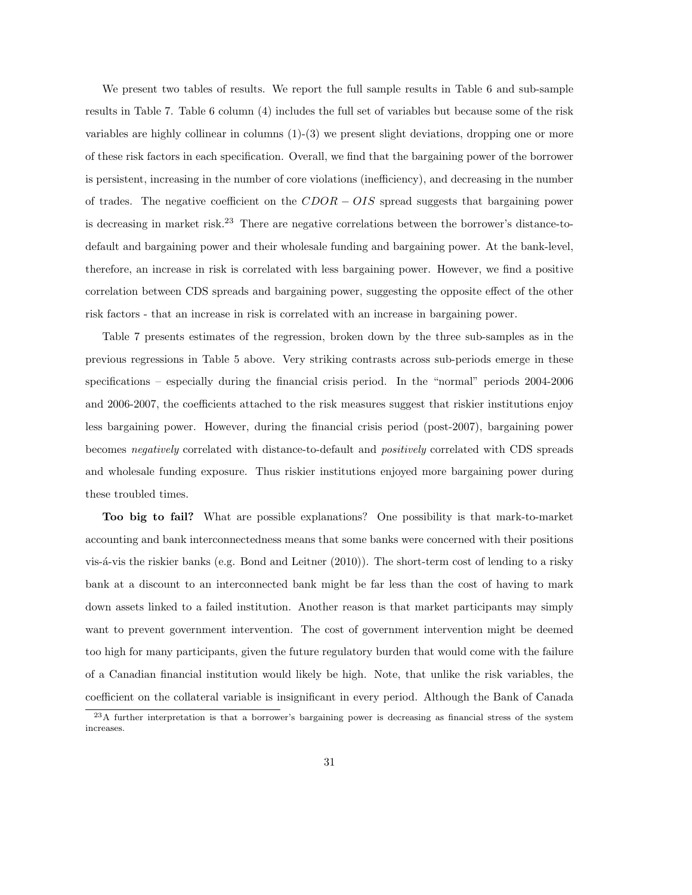We present two tables of results. We report the full sample results in Table 6 and sub-sample results in Table 7. Table 6 column (4) includes the full set of variables but because some of the risk variables are highly collinear in columns (1)-(3) we present slight deviations, dropping one or more of these risk factors in each specification. Overall, we find that the bargaining power of the borrower is persistent, increasing in the number of core violations (inefficiency), and decreasing in the number of trades. The negative coefficient on the $CDOR - OIS$ spread suggests that bargaining power is decreasing in market risk.[23] There are negative correlations between the borrower's distance-to-default and bargaining power and their wholesale funding and bargaining power. At the bank-level, therefore, an increase in risk is correlated with less bargaining power. However, we find a positive correlation between CDS spreads and bargaining power, suggesting the opposite effect of the other risk factors - that an increase in risk is correlated with an increase in bargaining power.

Table 7 presents estimates of the regression, broken down by the three sub-samples as in the previous regressions in Table 5 above. Very striking contrasts across sub-periods emerge in these specifications – especially during the financial crisis period. In the "normal" periods 2004-2006 and 2006-2007, the coefficients attached to the risk measures suggest that riskier institutions enjoy less bargaining power. However, during the financial crisis period (post-2007), bargaining power becomes *negatively* correlated with distance-to-default and *positively* correlated with CDS spreads and wholesale funding exposure. Thus riskier institutions enjoyed more bargaining power during these troubled times.

**Too big to fail?** What are possible explanations? One possibility is that mark-to-market accounting and bank interconnectedness means that some banks were concerned with their positions vis-á-vis the riskier banks (e.g. Bond and Leitner (2010)). The short-term cost of lending to a risky bank at a discount to an interconnected bank might be far less than the cost of having to mark down assets linked to a failed institution. Another reason is that market participants may simply want to prevent government intervention. The cost of government intervention might be deemed too high for many participants, given the future regulatory burden that would come with the failure of a Canadian financial institution would likely be high. Note, that unlike the risk variables, the coefficient on the collateral variable is insignificant in every period. Although the Bank of Canada

[23] A further interpretation is that a borrower's bargaining power is decreasing as financial stress of the system increases.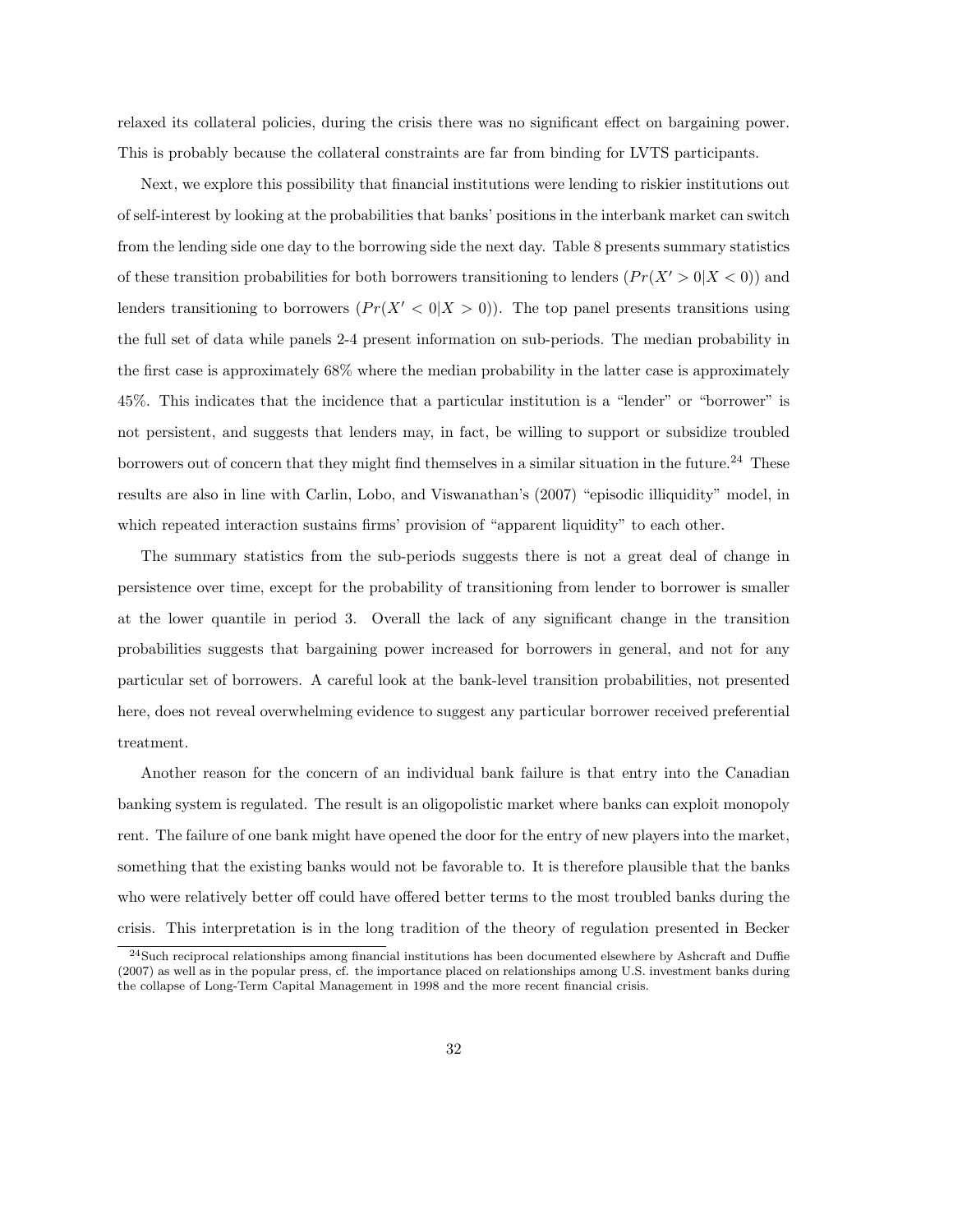relaxed its collateral policies, during the crisis there was no significant effect on bargaining power. This is probably because the collateral constraints are far from binding for LVTS participants.

Next, we explore this possibility that financial institutions were lending to riskier institutions out of self-interest by looking at the probabilities that banks' positions in the interbank market can switch from the lending side one day to the borrowing side the next day. Table 8 presents summary statistics of these transition probabilities for both borrowers transitioning to lenders ($Pr(X' > 0|X < 0)$) and lenders transitioning to borrowers ($Pr(X' < 0|X > 0)$). The top panel presents transitions using the full set of data while panels 2-4 present information on sub-periods. The median probability in the first case is approximately 68% where the median probability in the latter case is approximately 45%. This indicates that the incidence that a particular institution is a "lender" or "borrower" is not persistent, and suggests that lenders may, in fact, be willing to support or subsidize troubled borrowers out of concern that they might find themselves in a similar situation in the future.[24] These results are also in line with Carlin, Lobo, and Viswanathan's (2007) "episodic illiquidity" model, in which repeated interaction sustains firms' provision of "apparent liquidity" to each other.

The summary statistics from the sub-periods suggests there is not a great deal of change in persistence over time, except for the probability of transitioning from lender to borrower is smaller at the lower quantile in period 3. Overall the lack of any significant change in the transition probabilities suggests that bargaining power increased for borrowers in general, and not for any particular set of borrowers. A careful look at the bank-level transition probabilities, not presented here, does not reveal overwhelming evidence to suggest any particular borrower received preferential treatment.

Another reason for the concern of an individual bank failure is that entry into the Canadian banking system is regulated. The result is an oligopolistic market where banks can exploit monopoly rent. The failure of one bank might have opened the door for the entry of new players into the market, something that the existing banks would not be favorable to. It is therefore plausible that the banks who were relatively better off could have offered better terms to the most troubled banks during the crisis. This interpretation is in the long tradition of the theory of regulation presented in Becker

[24] Such reciprocal relationships among financial institutions has been documented elsewhere by Ashcraft and Duffie (2007) as well as in the popular press, cf. the importance placed on relationships among U.S. investment banks during the collapse of Long-Term Capital Management in 1998 and the more recent financial crisis.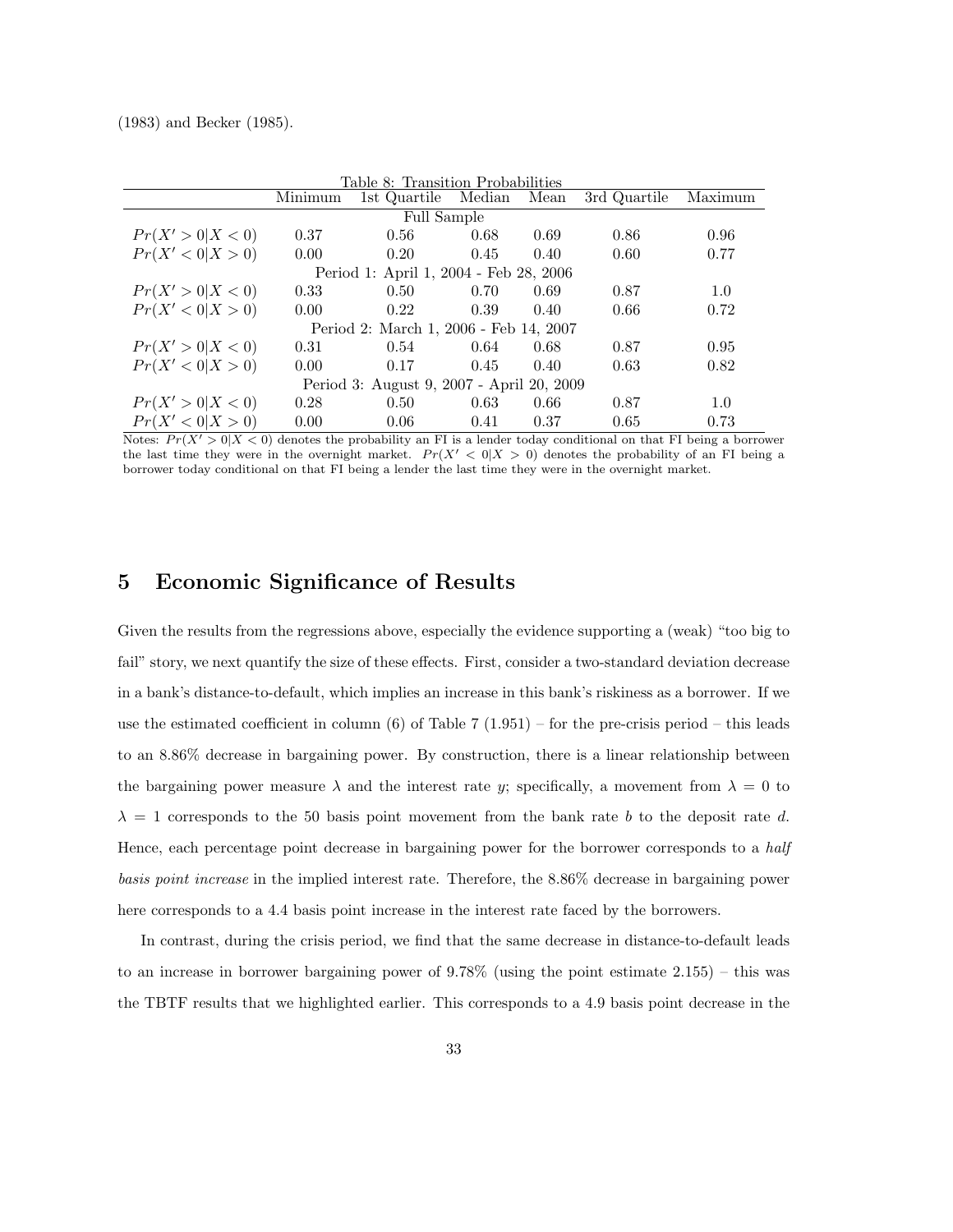(1983) and Becker (1985).

Table 8: Transition Probabilities

| | Minimum | 1st Quartile | Median | Mean | 3rd Quartile | Maximum |
|---|---|---|---|---|---|---|
| | | | Full Sample | | | |
| $Pr(X' > 0 \vert X < 0)$ | 0.37 | 0.56 | 0.68 | 0.69 | 0.86 | 0.96 |
| $Pr(X' < 0 \vert X > 0)$ | 0.00 | 0.20 | 0.45 | 0.40 | 0.60 | 0.77 |
| | | Period 1: April 1, 2004 - Feb 28, 2006 | | | | |
| $Pr(X' > 0 \vert X < 0)$ | 0.33 | 0.50 | 0.70 | 0.69 | 0.87 | 1.0 |
| $Pr(X' < 0 \vert X > 0)$ | 0.00 | 0.22 | 0.39 | 0.40 | 0.66 | 0.72 |
| | | Period 2: March 1, 2006 - Feb 14, 2007 | | | | |
| $Pr(X' > 0 \vert X < 0)$ | 0.31 | 0.54 | 0.64 | 0.68 | 0.87 | 0.95 |
| $Pr(X' < 0 \vert X > 0)$ | 0.00 | 0.17 | 0.45 | 0.40 | 0.63 | 0.82 |
| | | Period 3: August 9, 2007 - April 20, 2009 | | | | |
| $Pr(X' > 0 \vert X < 0)$ | 0.28 | 0.50 | 0.63 | 0.66 | 0.87 | 1.0 |
| $Pr(X' < 0 \vert X > 0)$ | 0.00 | 0.06 | 0.41 | 0.37 | 0.65 | 0.73 |

Notes: $Pr(X' > 0|X < 0)$ denotes the probability an FI is a lender today conditional on that FI being a borrower the last time they were in the overnight market. $Pr(X' < 0|X > 0)$ denotes the probability of an FI being a borrower today conditional on that FI being a lender the last time they were in the overnight market.

# 5 Economic Significance of Results

Given the results from the regressions above, especially the evidence supporting a (weak) "too big to fail" story, we next quantify the size of these effects. First, consider a two-standard deviation decrease in a bank's distance-to-default, which implies an increase in this bank's riskiness as a borrower. If we use the estimated coefficient in column (6) of Table 7 (1.951) – for the pre-crisis period – this leads to an 8.86% decrease in bargaining power. By construction, there is a linear relationship between the bargaining power measure $\lambda$ and the interest rate $y$; specifically, a movement from $\lambda = 0$ to $\lambda = 1$ corresponds to the 50 basis point movement from the bank rate $b$ to the deposit rate $d$. Hence, each percentage point decrease in bargaining power for the borrower corresponds to a *half basis point increase* in the implied interest rate. Therefore, the 8.86% decrease in bargaining power here corresponds to a 4.4 basis point increase in the interest rate faced by the borrowers.

In contrast, during the crisis period, we find that the same decrease in distance-to-default leads to an increase in borrower bargaining power of 9.78% (using the point estimate 2.155) – this was the TBTF results that we highlighted earlier. This corresponds to a 4.9 basis point decrease in the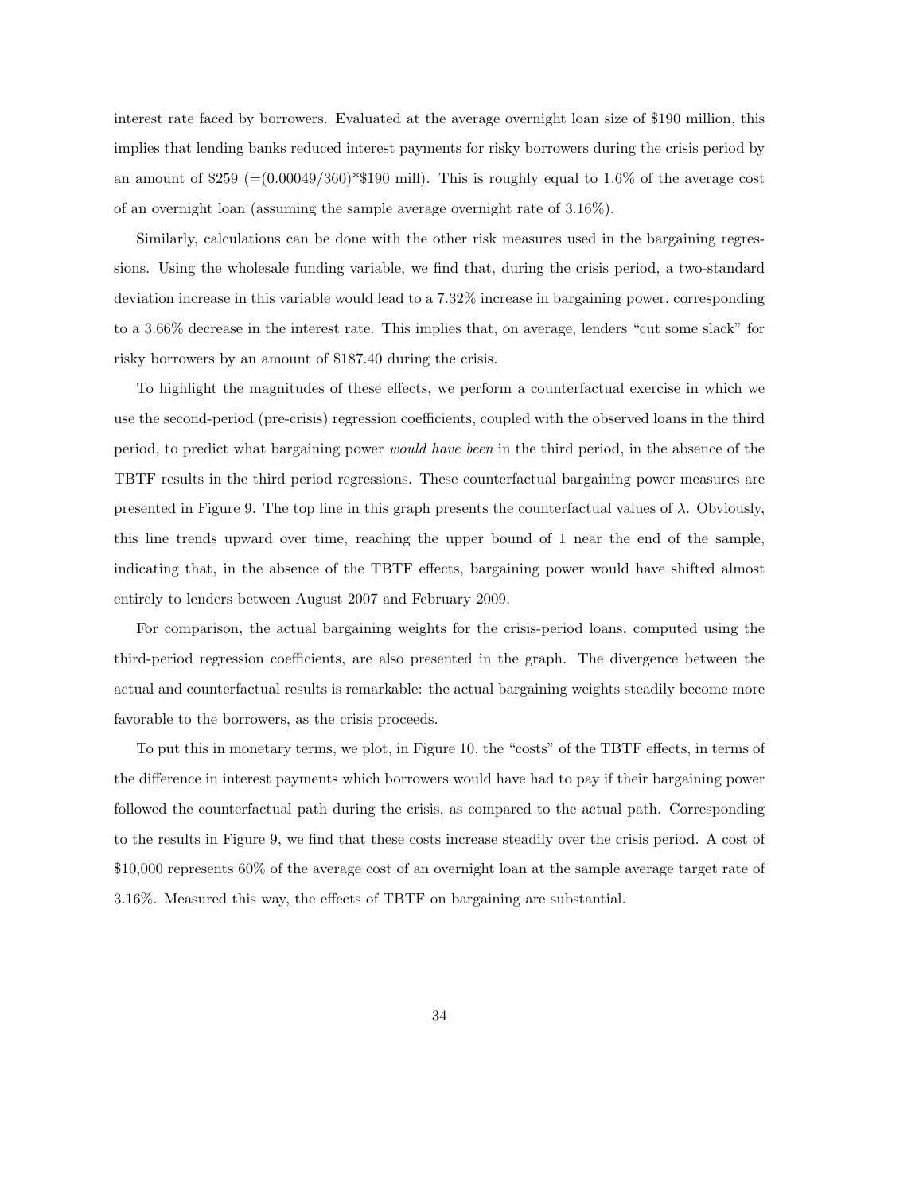interest rate faced by borrowers. Evaluated at the average overnight loan size of $190 million, this implies that lending banks reduced interest payments for risky borrowers during the crisis period by an amount of $259 (=(0.00049/360)*$190 mill). This is roughly equal to 1.6% of the average cost of an overnight loan (assuming the sample average overnight rate of 3.16%).

Similarly, calculations can be done with the other risk measures used in the bargaining regressions. Using the wholesale funding variable, we find that, during the crisis period, a two-standard deviation increase in this variable would lead to a 7.32% increase in bargaining power, corresponding to a 3.66% decrease in the interest rate. This implies that, on average, lenders "cut some slack" for risky borrowers by an amount of $187.40 during the crisis.

To highlight the magnitudes of these effects, we perform a counterfactual exercise in which we use the second-period (pre-crisis) regression coefficients, coupled with the observed loans in the third period, to predict what bargaining power *would have been* in the third period, in the absence of the TBTF results in the third period regressions. These counterfactual bargaining power measures are presented in Figure 9. The top line in this graph presents the counterfactual values of $\lambda$. Obviously, this line trends upward over time, reaching the upper bound of 1 near the end of the sample, indicating that, in the absence of the TBTF effects, bargaining power would have shifted almost entirely to lenders between August 2007 and February 2009.

For comparison, the actual bargaining weights for the crisis-period loans, computed using the third-period regression coefficients, are also presented in the graph. The divergence between the actual and counterfactual results is remarkable: the actual bargaining weights steadily become more favorable to the borrowers, as the crisis proceeds.

To put this in monetary terms, we plot, in Figure 10, the "costs" of the TBTF effects, in terms of the difference in interest payments which borrowers would have had to pay if their bargaining power followed the counterfactual path during the crisis, as compared to the actual path. Corresponding to the results in Figure 9, we find that these costs increase steadily over the crisis period. A cost of $10,000 represents 60% of the average cost of an overnight loan at the sample average target rate of 3.16%. Measured this way, the effects of TBTF on bargaining are substantial.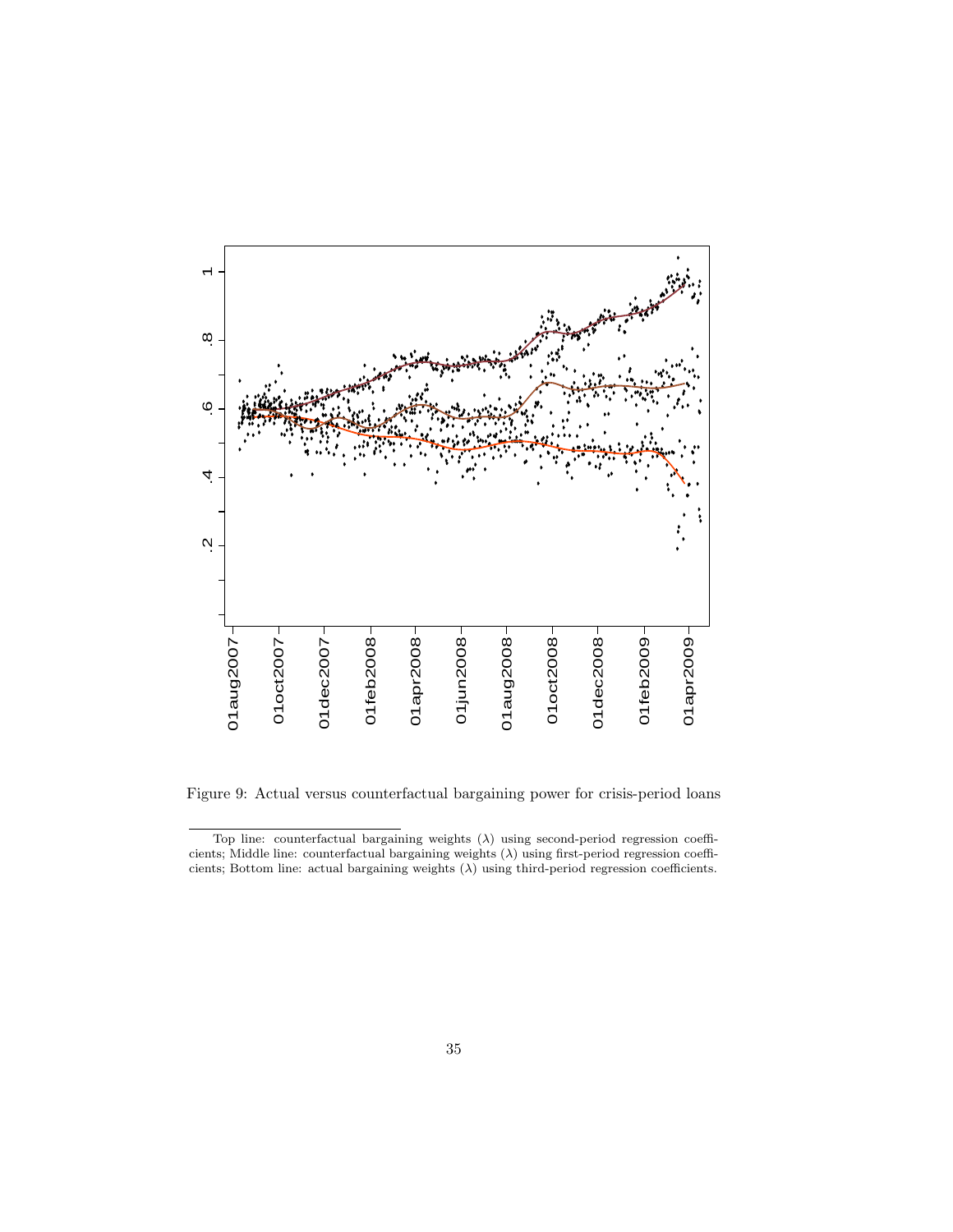Figure 9: Actual versus counterfactual bargaining power for crisis-period loans

Top line: counterfactual bargaining weights ($\lambda$) using second-period regression coefficients; Middle line: counterfactual bargaining weights ($\lambda$) using first-period regression coefficients; Bottom line: actual bargaining weights ($\lambda$) using third-period regression coefficients.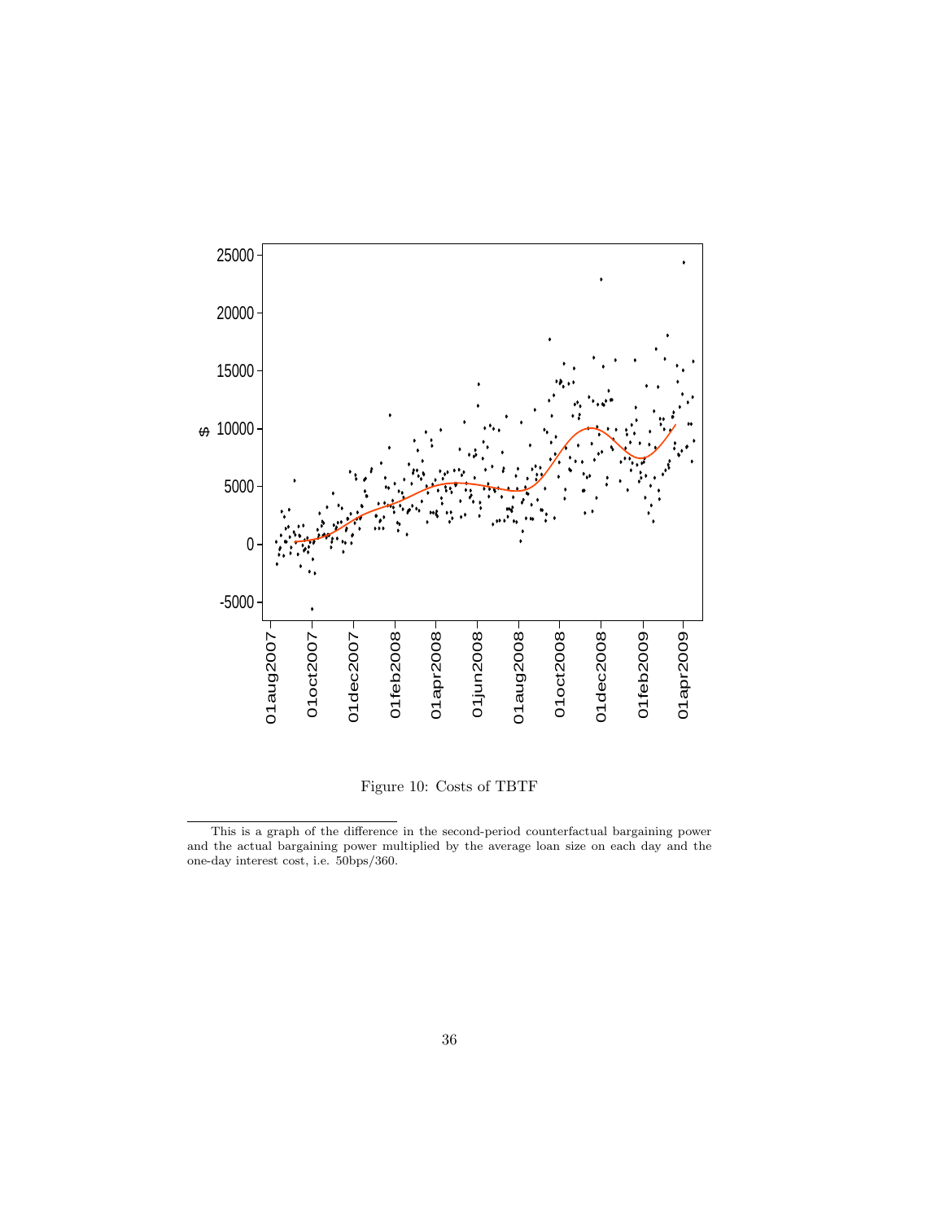Figure 10: Costs of TBTF

---

This is a graph of the difference in the second-period counterfactual bargaining power and the actual bargaining power multiplied by the average loan size on each day and the one-day interest cost, i.e. 50bps/360.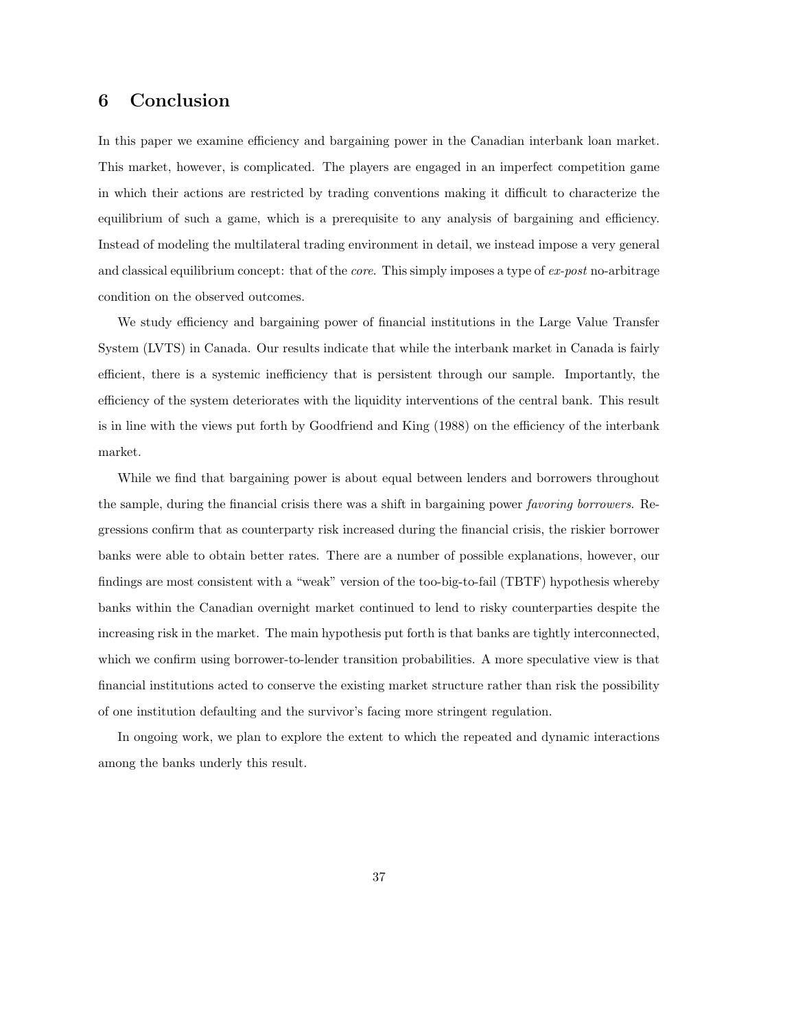## 6 Conclusion

In this paper we examine efficiency and bargaining power in the Canadian interbank loan market. This market, however, is complicated. The players are engaged in an imperfect competition game in which their actions are restricted by trading conventions making it difficult to characterize the equilibrium of such a game, which is a prerequisite to any analysis of bargaining and efficiency. Instead of modeling the multilateral trading environment in detail, we instead impose a very general and classical equilibrium concept: that of the *core*. This simply imposes a type of *ex-post* no-arbitrage condition on the observed outcomes.

We study efficiency and bargaining power of financial institutions in the Large Value Transfer System (LVTS) in Canada. Our results indicate that while the interbank market in Canada is fairly efficient, there is a systemic inefficiency that is persistent through our sample. Importantly, the efficiency of the system deteriorates with the liquidity interventions of the central bank. This result is in line with the views put forth by Goodfriend and King (1988) on the efficiency of the interbank market.

While we find that bargaining power is about equal between lenders and borrowers throughout the sample, during the financial crisis there was a shift in bargaining power *favoring borrowers*. Regressions confirm that as counterparty risk increased during the financial crisis, the riskier borrower banks were able to obtain better rates. There are a number of possible explanations, however, our findings are most consistent with a "weak" version of the too-big-to-fail (TBTF) hypothesis whereby banks within the Canadian overnight market continued to lend to risky counterparties despite the increasing risk in the market. The main hypothesis put forth is that banks are tightly interconnected, which we confirm using borrower-to-lender transition probabilities. A more speculative view is that financial institutions acted to conserve the existing market structure rather than risk the possibility of one institution defaulting and the survivor's facing more stringent regulation.

In ongoing work, we plan to explore the extent to which the repeated and dynamic interactions among the banks underly this result.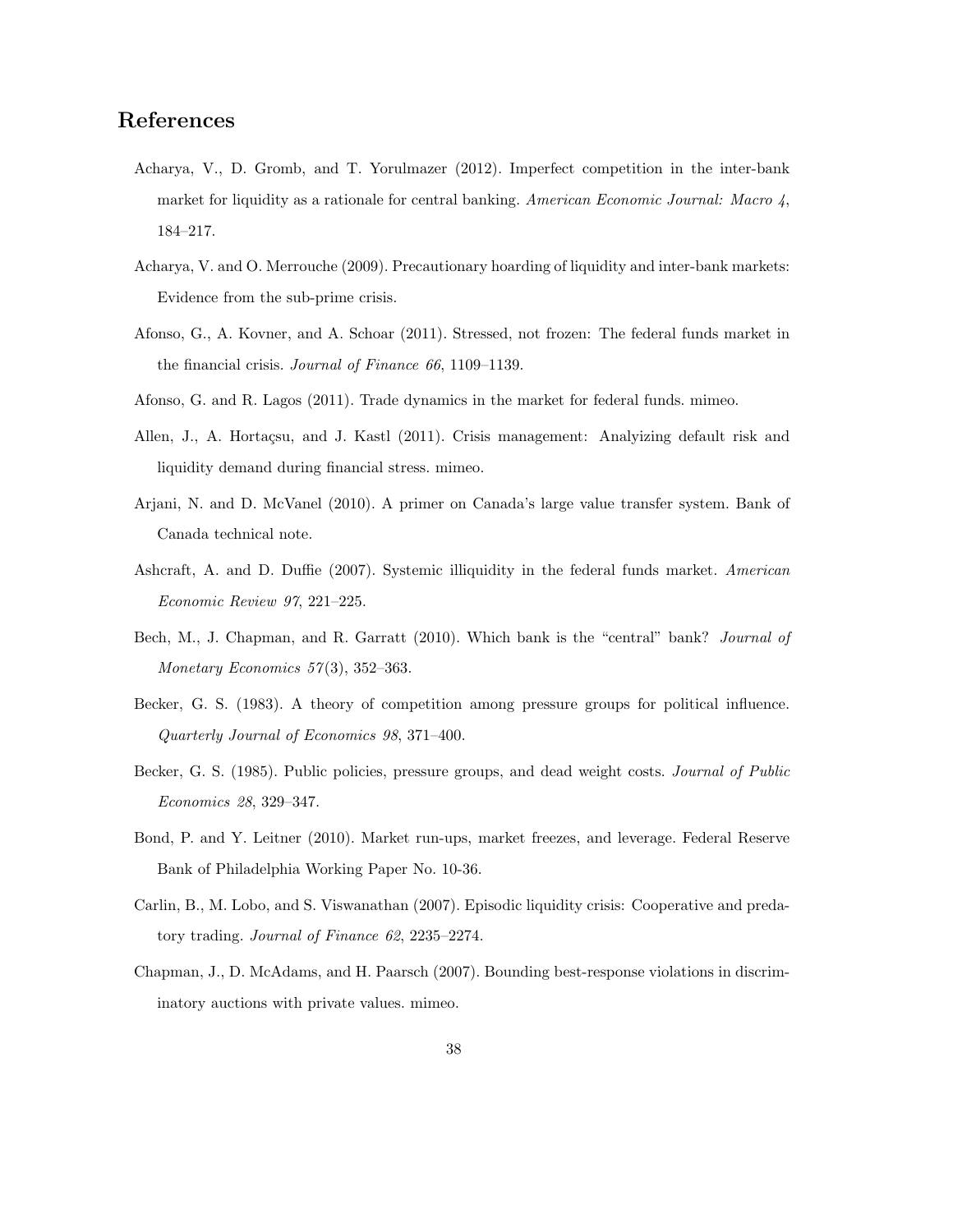# References

Acharya, V., D. Gromb, and T. Yorulmazer (2012). Imperfect competition in the inter-bank market for liquidity as a rationale for central banking. *American Economic Journal: Macro 4*, 184–217.

Acharya, V. and O. Merrouche (2009). Precautionary hoarding of liquidity and inter-bank markets: Evidence from the sub-prime crisis.

Afonso, G., A. Kovner, and A. Schoar (2011). Stressed, not frozen: The federal funds market in the financial crisis. *Journal of Finance 66*, 1109–1139.

Afonso, G. and R. Lagos (2011). Trade dynamics in the market for federal funds. mimeo.

Allen, J., A. Hortaçsu, and J. Kastl (2011). Crisis management: Analyizing default risk and liquidity demand during financial stress. mimeo.

Arjani, N. and D. McVanel (2010). A primer on Canada's large value transfer system. Bank of Canada technical note.

Ashcraft, A. and D. Duffie (2007). Systemic illiquidity in the federal funds market. *American Economic Review 97*, 221–225.

Bech, M., J. Chapman, and R. Garratt (2010). Which bank is the "central" bank? *Journal of Monetary Economics 57*(3), 352–363.

Becker, G. S. (1983). A theory of competition among pressure groups for political influence. *Quarterly Journal of Economics 98*, 371–400.

Becker, G. S. (1985). Public policies, pressure groups, and dead weight costs. *Journal of Public Economics 28*, 329–347.

Bond, P. and Y. Leitner (2010). Market run-ups, market freezes, and leverage. Federal Reserve Bank of Philadelphia Working Paper No. 10-36.

Carlin, B., M. Lobo, and S. Viswanathan (2007). Episodic liquidity crisis: Cooperative and predatory trading. *Journal of Finance 62*, 2235–2274.

Chapman, J., D. McAdams, and H. Paarsch (2007). Bounding best-response violations in discriminatory auctions with private values. mimeo.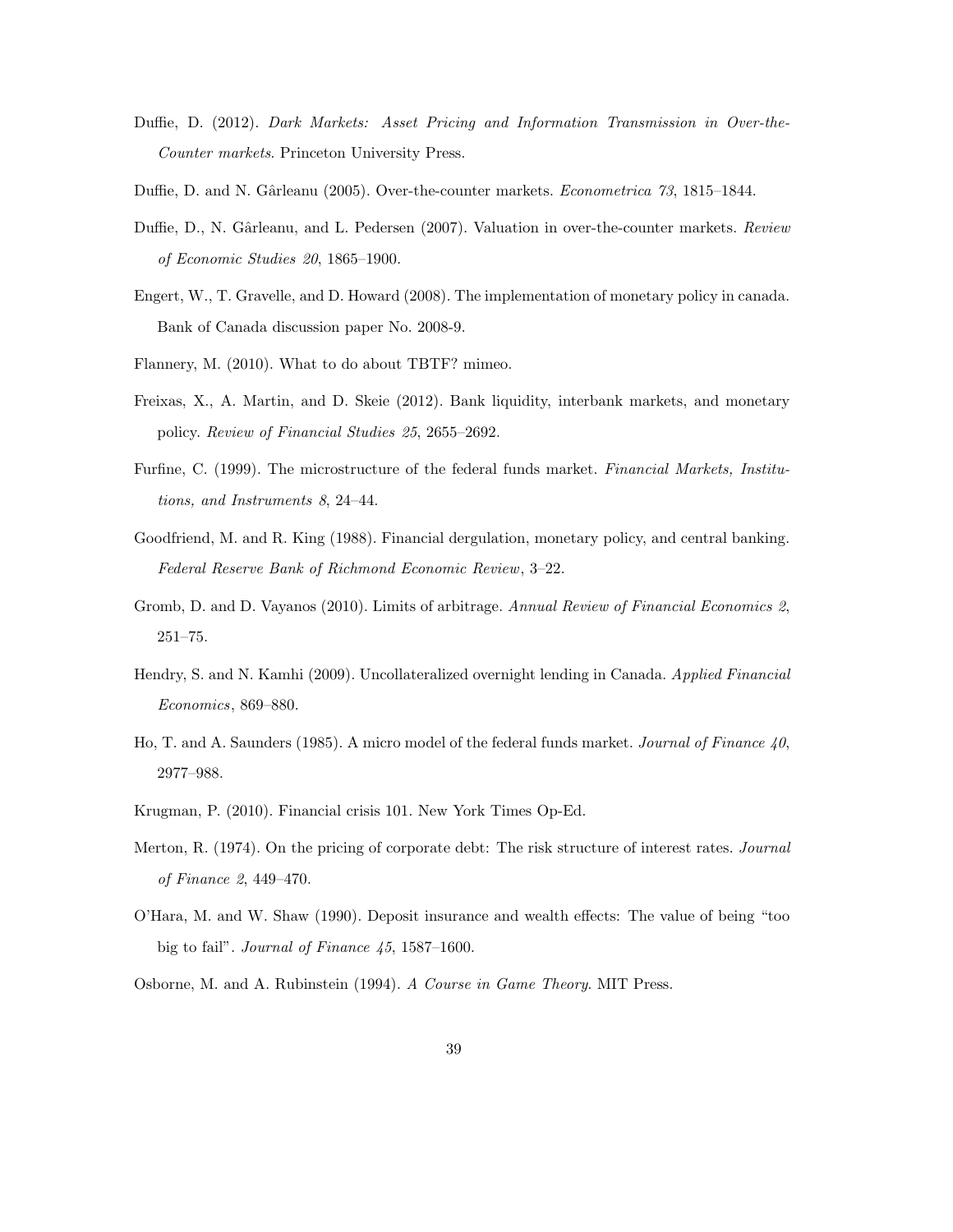Duffie, D. (2012). *Dark Markets: Asset Pricing and Information Transmission in Over-the-Counter markets*. Princeton University Press.

Duffie, D. and N. Gârleanu (2005). Over-the-counter markets. *Econometrica 73*, 1815–1844.

Duffie, D., N. Gârleanu, and L. Pedersen (2007). Valuation in over-the-counter markets. *Review of Economic Studies 20*, 1865–1900.

Engert, W., T. Gravelle, and D. Howard (2008). The implementation of monetary policy in canada. Bank of Canada discussion paper No. 2008-9.

Flannery, M. (2010). What to do about TBTF? mimeo.

Freixas, X., A. Martin, and D. Skeie (2012). Bank liquidity, interbank markets, and monetary policy. *Review of Financial Studies 25*, 2655–2692.

Furfine, C. (1999). The microstructure of the federal funds market. *Financial Markets, Institutions, and Instruments 8*, 24–44.

Goodfriend, M. and R. King (1988). Financial dergulation, monetary policy, and central banking. *Federal Reserve Bank of Richmond Economic Review*, 3–22.

Gromb, D. and D. Vayanos (2010). Limits of arbitrage. *Annual Review of Financial Economics 2*, 251–75.

Hendry, S. and N. Kamhi (2009). Uncollateralized overnight lending in Canada. *Applied Financial Economics*, 869–880.

Ho, T. and A. Saunders (1985). A micro model of the federal funds market. *Journal of Finance 40*, 2977–988.

Krugman, P. (2010). Financial crisis 101. New York Times Op-Ed.

Merton, R. (1974). On the pricing of corporate debt: The risk structure of interest rates. *Journal of Finance 2*, 449–470.

O'Hara, M. and W. Shaw (1990). Deposit insurance and wealth effects: The value of being "too big to fail". *Journal of Finance 45*, 1587–1600.

Osborne, M. and A. Rubinstein (1994). *A Course in Game Theory*. MIT Press.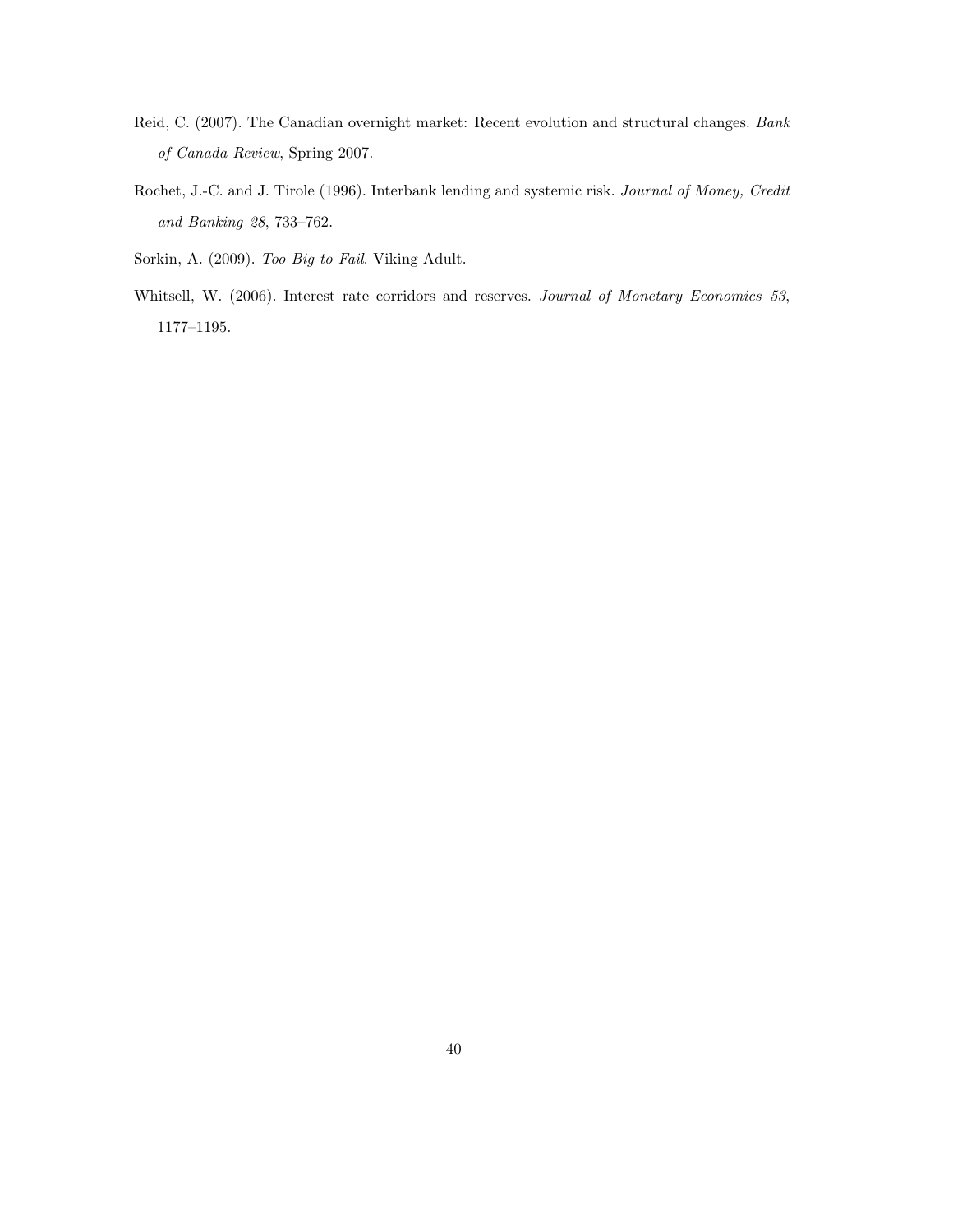Reid, C. (2007). The Canadian overnight market: Recent evolution and structural changes. *Bank of Canada Review*, Spring 2007.

Rochet, J.-C. and J. Tirole (1996). Interbank lending and systemic risk. *Journal of Money, Credit and Banking 28*, 733–762.

Sorkin, A. (2009). *Too Big to Fail*. Viking Adult.

Whitsell, W. (2006). Interest rate corridors and reserves. *Journal of Monetary Economics 53*, 1177–1195.